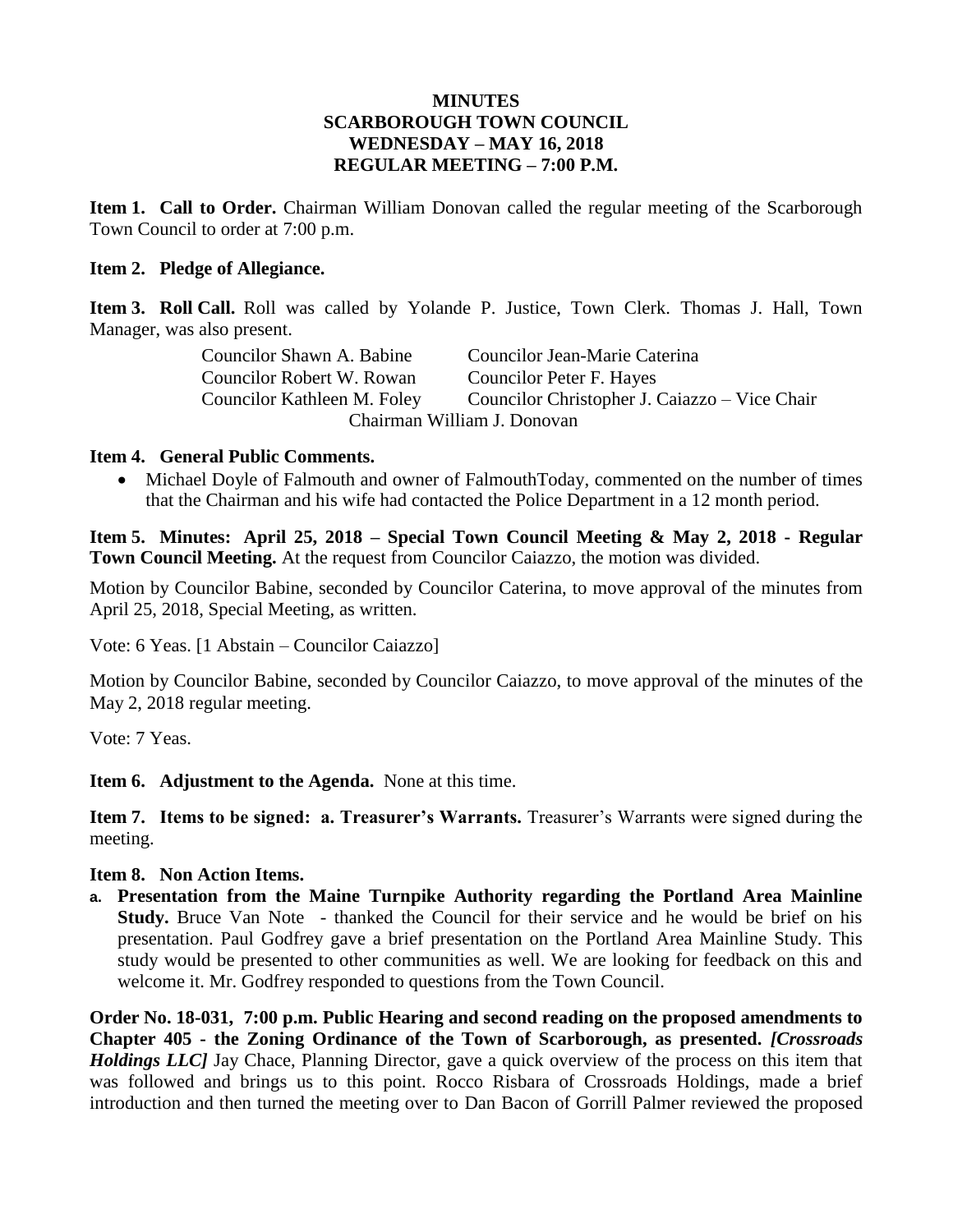**MINUTES**
**SCARBOROUGH TOWN COUNCIL**
**WEDNESDAY – MAY 16, 2018**
**REGULAR MEETING – 7:00 P.M.**

**Item 1. Call to Order.** Chairman William Donovan called the regular meeting of the Scarborough Town Council to order at 7:00 p.m.

**Item 2. Pledge of Allegiance.**

**Item 3. Roll Call.** Roll was called by Yolande P. Justice, Town Clerk. Thomas J. Hall, Town Manager, was also present.

| | |
|---|---|
| Councilor Shawn A. Babine | Councilor Jean-Marie Caterina |
| Councilor Robert W. Rowan | Councilor Peter F. Hayes |
| Councilor Kathleen M. Foley | Councilor Christopher J. Caiazzo – Vice Chair |

Chairman William J. Donovan

**Item 4. General Public Comments.**

- Michael Doyle of Falmouth and owner of FalmouthToday, commented on the number of times that the Chairman and his wife had contacted the Police Department in a 12 month period.

**Item 5. Minutes: April 25, 2018 – Special Town Council Meeting & May 2, 2018 - Regular Town Council Meeting.** At the request from Councilor Caiazzo, the motion was divided.

Motion by Councilor Babine, seconded by Councilor Caterina, to move approval of the minutes from April 25, 2018, Special Meeting, as written.

Vote: 6 Yeas. [1 Abstain – Councilor Caiazzo]

Motion by Councilor Babine, seconded by Councilor Caiazzo, to move approval of the minutes of the May 2, 2018 regular meeting.

Vote: 7 Yeas.

**Item 6. Adjustment to the Agenda.** None at this time.

**Item 7. Items to be signed: a. Treasurer's Warrants.** Treasurer's Warrants were signed during the meeting.

**Item 8. Non Action Items.**

**a. Presentation from the Maine Turnpike Authority regarding the Portland Area Mainline Study.** Bruce Van Note - thanked the Council for their service and he would be brief on his presentation. Paul Godfrey gave a brief presentation on the Portland Area Mainline Study. This study would be presented to other communities as well. We are looking for feedback on this and welcome it. Mr. Godfrey responded to questions from the Town Council.

**Order No. 18-031, 7:00 p.m. Public Hearing and second reading on the proposed amendments to Chapter 405 - the Zoning Ordinance of the Town of Scarborough, as presented.** ***[Crossroads Holdings LLC]*** Jay Chace, Planning Director, gave a quick overview of the process on this item that was followed and brings us to this point. Rocco Risbara of Crossroads Holdings, made a brief introduction and then turned the meeting over to Dan Bacon of Gorrill Palmer reviewed the proposed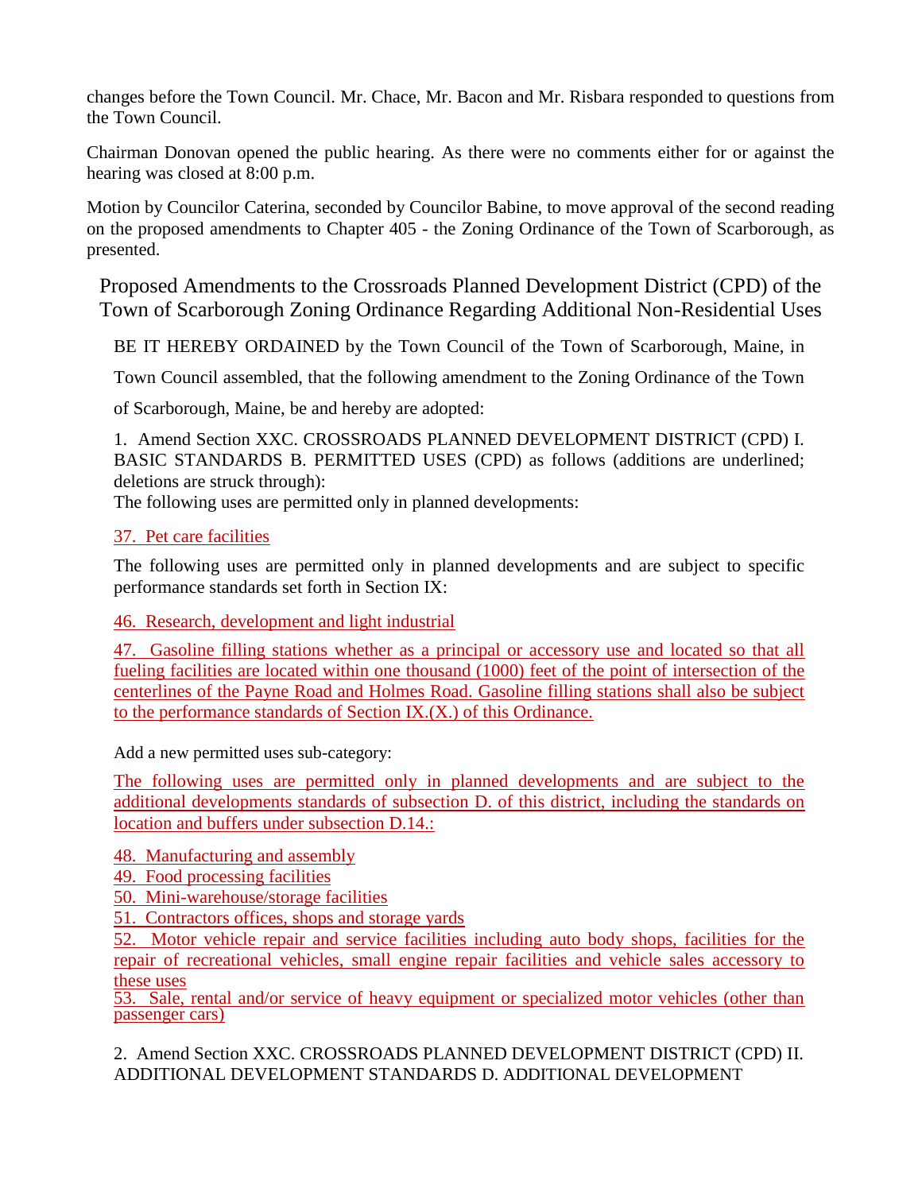changes before the Town Council. Mr. Chace, Mr. Bacon and Mr. Risbara responded to questions from the Town Council.

Chairman Donovan opened the public hearing. As there were no comments either for or against the hearing was closed at 8:00 p.m.

Motion by Councilor Caterina, seconded by Councilor Babine, to move approval of the second reading on the proposed amendments to Chapter 405 - the Zoning Ordinance of the Town of Scarborough, as presented.

## Proposed Amendments to the Crossroads Planned Development District (CPD) of the Town of Scarborough Zoning Ordinance Regarding Additional Non-Residential Uses

BE IT HEREBY ORDAINED by the Town Council of the Town of Scarborough, Maine, in Town Council assembled, that the following amendment to the Zoning Ordinance of the Town of Scarborough, Maine, be and hereby are adopted:

1. Amend Section XXC. CROSSROADS PLANNED DEVELOPMENT DISTRICT (CPD) I. BASIC STANDARDS B. PERMITTED USES (CPD) as follows (additions are underlined; deletions are struck through):

The following uses are permitted only in planned developments:

<u>37. Pet care facilities</u>

The following uses are permitted only in planned developments and are subject to specific performance standards set forth in Section IX:

<u>46. Research, development and light industrial</u>

<u>47. Gasoline filling stations whether as a principal or accessory use and located so that all fueling facilities are located within one thousand (1000) feet of the point of intersection of the centerlines of the Payne Road and Holmes Road. Gasoline filling stations shall also be subject to the performance standards of Section IX.(X.) of this Ordinance.</u>

Add a new permitted uses sub-category:

<u>The following uses are permitted only in planned developments and are subject to the additional developments standards of subsection D. of this district, including the standards on location and buffers under subsection D.14.:</u>

<u>48. Manufacturing and assembly</u>
<u>49. Food processing facilities</u>
<u>50. Mini-warehouse/storage facilities</u>
<u>51. Contractors offices, shops and storage yards</u>
<u>52. Motor vehicle repair and service facilities including auto body shops, facilities for the repair of recreational vehicles, small engine repair facilities and vehicle sales accessory to these uses</u>
<u>53. Sale, rental and/or service of heavy equipment or specialized motor vehicles (other than passenger cars)</u>

2. Amend Section XXC. CROSSROADS PLANNED DEVELOPMENT DISTRICT (CPD) II. ADDITIONAL DEVELOPMENT STANDARDS D. ADDITIONAL DEVELOPMENT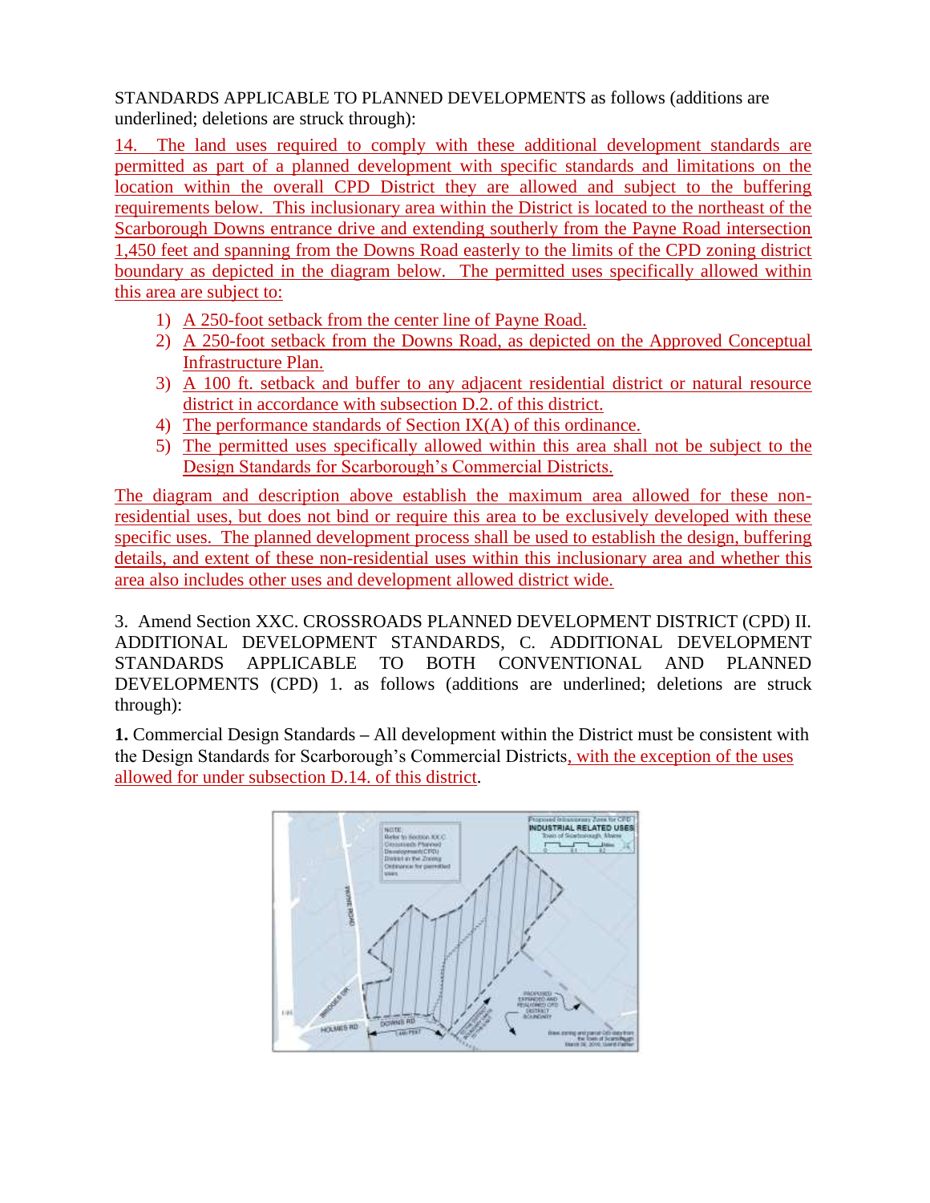STANDARDS APPLICABLE TO PLANNED DEVELOPMENTS as follows (additions are underlined; deletions are struck through):

<u>14. The land uses required to comply with these additional development standards are permitted as part of a planned development with specific standards and limitations on the location within the overall CPD District they are allowed and subject to the buffering requirements below. This inclusionary area within the District is located to the northeast of the Scarborough Downs entrance drive and extending southerly from the Payne Road intersection 1,450 feet and spanning from the Downs Road easterly to the limits of the CPD zoning district boundary as depicted in the diagram below. The permitted uses specifically allowed within this area are subject to:</u>

1) <u>A 250-foot setback from the center line of Payne Road.</u>
2) <u>A 250-foot setback from the Downs Road, as depicted on the Approved Conceptual Infrastructure Plan.</u>
3) <u>A 100 ft. setback and buffer to any adjacent residential district or natural resource district in accordance with subsection D.2. of this district.</u>
4) <u>The performance standards of Section IX(A) of this ordinance.</u>
5) <u>The permitted uses specifically allowed within this area shall not be subject to the Design Standards for Scarborough's Commercial Districts.</u>

<u>The diagram and description above establish the maximum area allowed for these non-residential uses, but does not bind or require this area to be exclusively developed with these specific uses. The planned development process shall be used to establish the design, buffering details, and extent of these non-residential uses within this inclusionary area and whether this area also includes other uses and development allowed district wide.</u>

3. Amend Section XXC. CROSSROADS PLANNED DEVELOPMENT DISTRICT (CPD) II. ADDITIONAL DEVELOPMENT STANDARDS, C. ADDITIONAL DEVELOPMENT STANDARDS APPLICABLE TO BOTH CONVENTIONAL AND PLANNED DEVELOPMENTS (CPD) 1. as follows (additions are underlined; deletions are struck through):

**1.** Commercial Design Standards – All development within the District must be consistent with the Design Standards for Scarborough's Commercial Districts<u>, with the exception of the uses allowed for under subsection D.14. of this district</u>.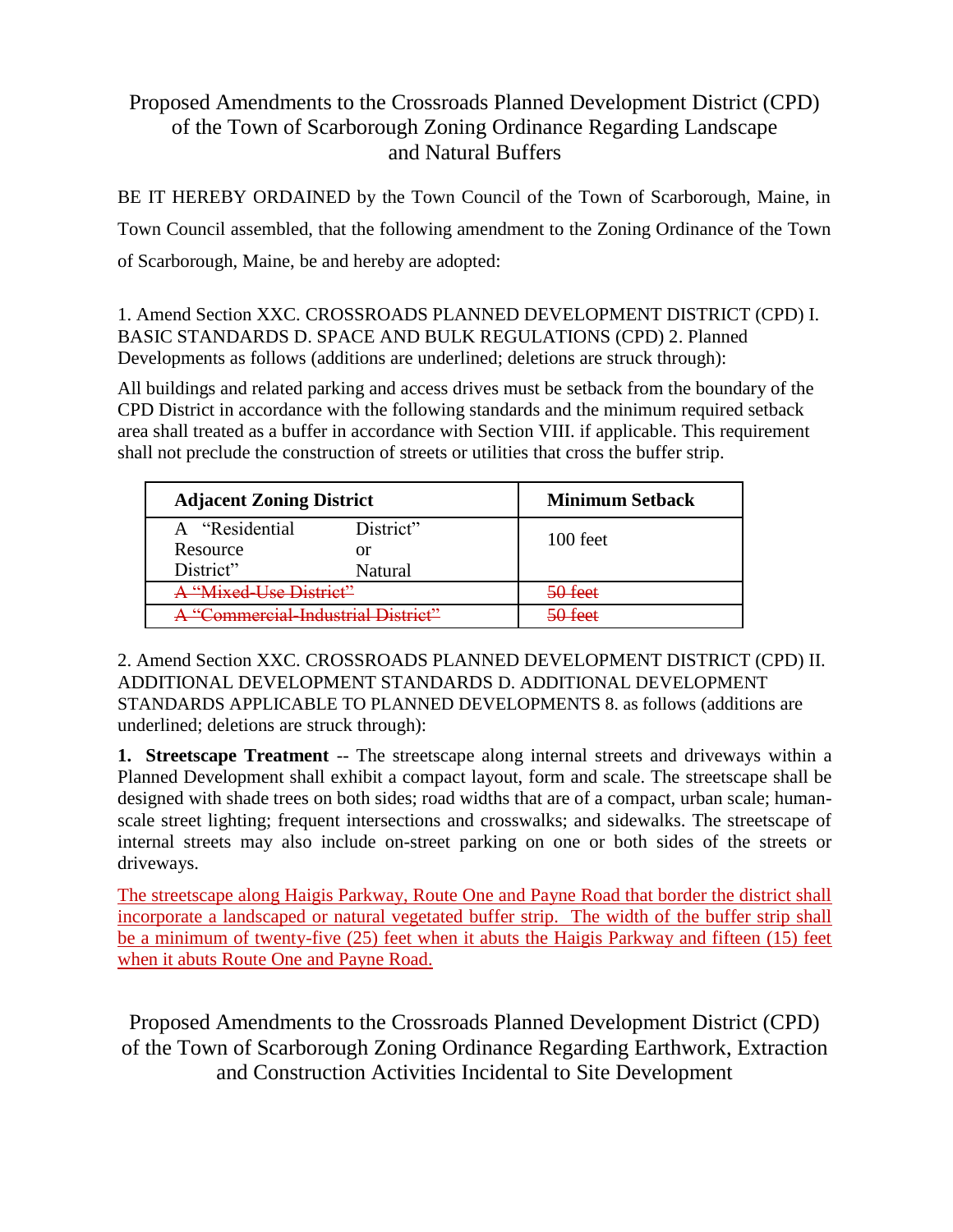# Proposed Amendments to the Crossroads Planned Development District (CPD) of the Town of Scarborough Zoning Ordinance Regarding Landscape and Natural Buffers

BE IT HEREBY ORDAINED by the Town Council of the Town of Scarborough, Maine, in Town Council assembled, that the following amendment to the Zoning Ordinance of the Town of Scarborough, Maine, be and hereby are adopted:

1. Amend Section XXC. CROSSROADS PLANNED DEVELOPMENT DISTRICT (CPD) I. BASIC STANDARDS D. SPACE AND BULK REGULATIONS (CPD) 2. Planned Developments as follows (additions are underlined; deletions are struck through):

All buildings and related parking and access drives must be setback from the boundary of the CPD District in accordance with the following standards and the minimum required setback area shall treated as a buffer in accordance with Section VIII. if applicable. This requirement shall not preclude the construction of streets or utilities that cross the buffer strip.

| Adjacent Zoning District | Minimum Setback |
|---|---|
| A "Residential District" or Resource Natural District" | 100 feet |
| ~~A "Mixed-Use District"~~ | ~~50 feet~~ |
| ~~A "Commercial-Industrial District"~~ | ~~50 feet~~ |

2. Amend Section XXC. CROSSROADS PLANNED DEVELOPMENT DISTRICT (CPD) II. ADDITIONAL DEVELOPMENT STANDARDS D. ADDITIONAL DEVELOPMENT STANDARDS APPLICABLE TO PLANNED DEVELOPMENTS 8. as follows (additions are underlined; deletions are struck through):

**1. Streetscape Treatment** -- The streetscape along internal streets and driveways within a Planned Development shall exhibit a compact layout, form and scale. The streetscape shall be designed with shade trees on both sides; road widths that are of a compact, urban scale; human-scale street lighting; frequent intersections and crosswalks; and sidewalks. The streetscape of internal streets may also include on-street parking on one or both sides of the streets or driveways.

<u>The streetscape along Haigis Parkway, Route One and Payne Road that border the district shall incorporate a landscaped or natural vegetated buffer strip. The width of the buffer strip shall be a minimum of twenty-five (25) feet when it abuts the Haigis Parkway and fifteen (15) feet when it abuts Route One and Payne Road.</u>

# Proposed Amendments to the Crossroads Planned Development District (CPD) of the Town of Scarborough Zoning Ordinance Regarding Earthwork, Extraction and Construction Activities Incidental to Site Development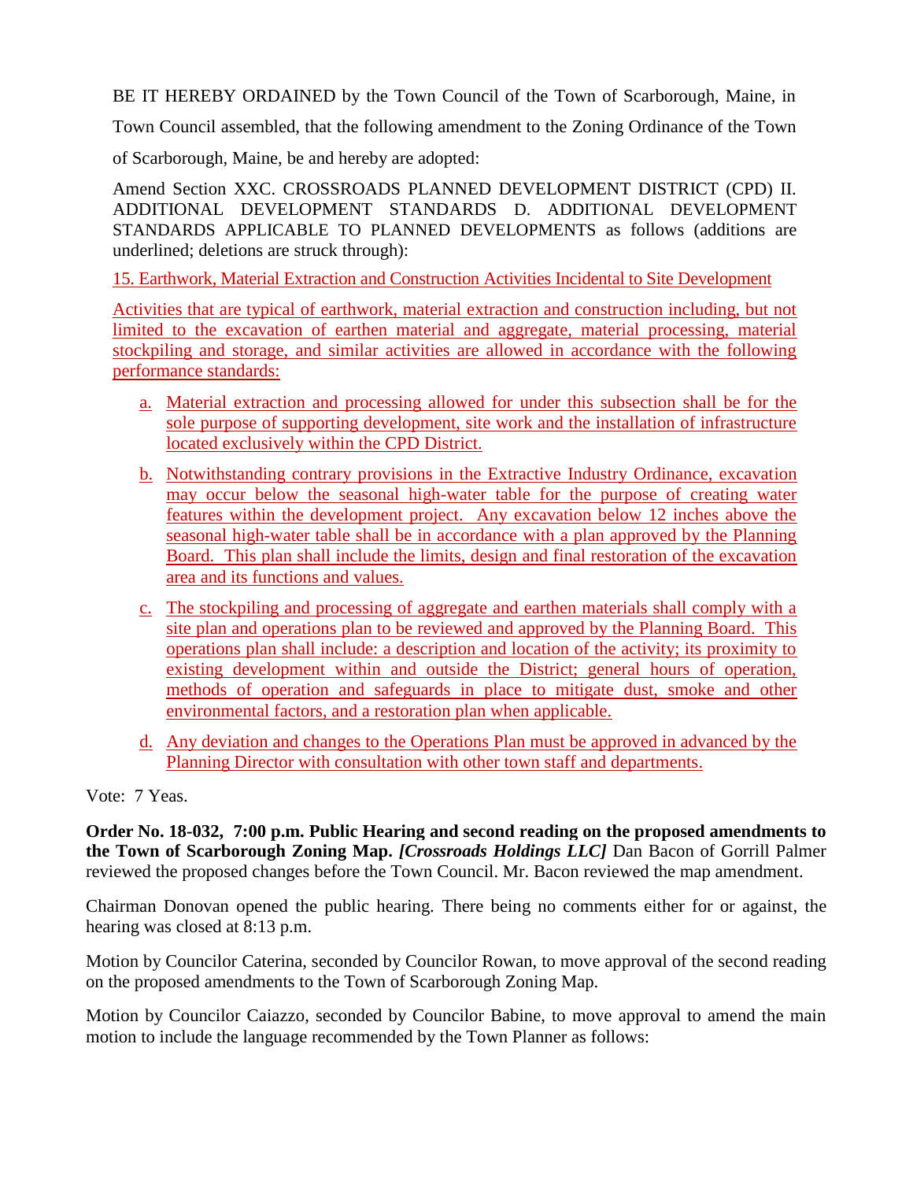BE IT HEREBY ORDAINED by the Town Council of the Town of Scarborough, Maine, in Town Council assembled, that the following amendment to the Zoning Ordinance of the Town of Scarborough, Maine, be and hereby are adopted:

Amend Section XXC. CROSSROADS PLANNED DEVELOPMENT DISTRICT (CPD) II. ADDITIONAL DEVELOPMENT STANDARDS D. ADDITIONAL DEVELOPMENT STANDARDS APPLICABLE TO PLANNED DEVELOPMENTS as follows (additions are underlined; deletions are struck through):

<u>15. Earthwork, Material Extraction and Construction Activities Incidental to Site Development</u>

<u>Activities that are typical of earthwork, material extraction and construction including, but not limited to the excavation of earthen material and aggregate, material processing, material stockpiling and storage, and similar activities are allowed in accordance with the following performance standards:</u>

<u>a.</u> <u>Material extraction and processing allowed for under this subsection shall be for the sole purpose of supporting development, site work and the installation of infrastructure located exclusively within the CPD District.</u>

<u>b.</u> <u>Notwithstanding contrary provisions in the Extractive Industry Ordinance, excavation may occur below the seasonal high-water table for the purpose of creating water features within the development project. Any excavation below 12 inches above the seasonal high-water table shall be in accordance with a plan approved by the Planning Board. This plan shall include the limits, design and final restoration of the excavation area and its functions and values.</u>

<u>c.</u> <u>The stockpiling and processing of aggregate and earthen materials shall comply with a site plan and operations plan to be reviewed and approved by the Planning Board. This operations plan shall include: a description and location of the activity; its proximity to existing development within and outside the District; general hours of operation, methods of operation and safeguards in place to mitigate dust, smoke and other environmental factors, and a restoration plan when applicable.</u>

<u>d.</u> <u>Any deviation and changes to the Operations Plan must be approved in advanced by the Planning Director with consultation with other town staff and departments.</u>

Vote: 7 Yeas.

**Order No. 18-032, 7:00 p.m. Public Hearing and second reading on the proposed amendments to the Town of Scarborough Zoning Map.** ***[Crossroads Holdings LLC]*** Dan Bacon of Gorrill Palmer reviewed the proposed changes before the Town Council. Mr. Bacon reviewed the map amendment.

Chairman Donovan opened the public hearing. There being no comments either for or against, the hearing was closed at 8:13 p.m.

Motion by Councilor Caterina, seconded by Councilor Rowan, to move approval of the second reading on the proposed amendments to the Town of Scarborough Zoning Map.

Motion by Councilor Caiazzo, seconded by Councilor Babine, to move approval to amend the main motion to include the language recommended by the Town Planner as follows: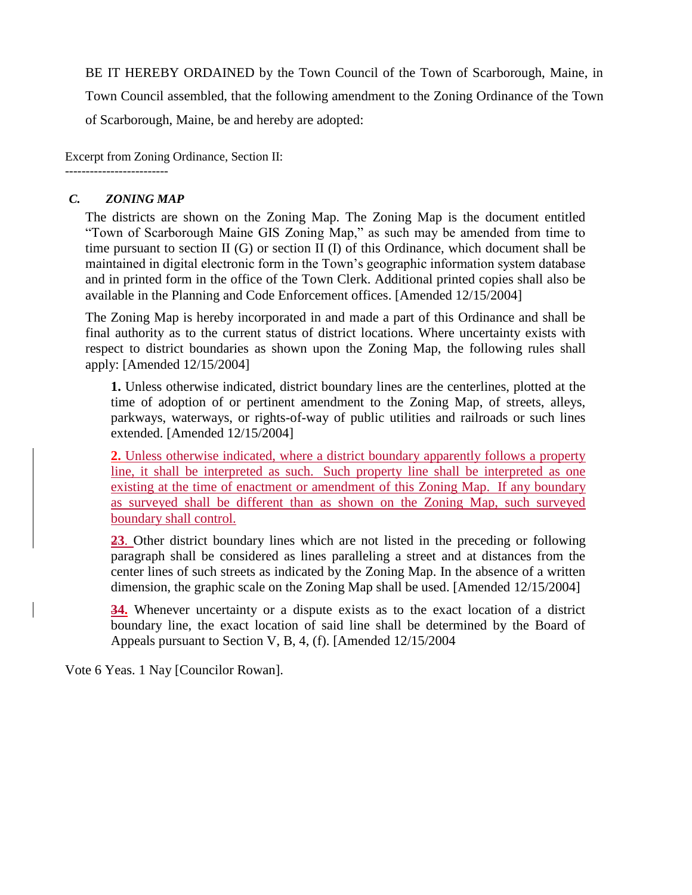BE IT HEREBY ORDAINED by the Town Council of the Town of Scarborough, Maine, in Town Council assembled, that the following amendment to the Zoning Ordinance of the Town of Scarborough, Maine, be and hereby are adopted:

Excerpt from Zoning Ordinance, Section II:

-------------------------

### *C. ZONING MAP*

The districts are shown on the Zoning Map. The Zoning Map is the document entitled "Town of Scarborough Maine GIS Zoning Map," as such may be amended from time to time pursuant to section II (G) or section II (I) of this Ordinance, which document shall be maintained in digital electronic form in the Town's geographic information system database and in printed form in the office of the Town Clerk. Additional printed copies shall also be available in the Planning and Code Enforcement offices. [Amended 12/15/2004]

The Zoning Map is hereby incorporated in and made a part of this Ordinance and shall be final authority as to the current status of district locations. Where uncertainty exists with respect to district boundaries as shown upon the Zoning Map, the following rules shall apply: [Amended 12/15/2004]

**1.** Unless otherwise indicated, district boundary lines are the centerlines, plotted at the time of adoption of or pertinent amendment to the Zoning Map, of streets, alleys, parkways, waterways, or rights-of-way of public utilities and railroads or such lines extended. [Amended 12/15/2004]

**2.** Unless otherwise indicated, where a district boundary apparently follows a property line, it shall be interpreted as such. Such property line shall be interpreted as one existing at the time of enactment or amendment of this Zoning Map. If any boundary as surveyed shall be different than as shown on the Zoning Map, such surveyed boundary shall control.

**~~2~~3.** Other district boundary lines which are not listed in the preceding or following paragraph shall be considered as lines paralleling a street and at distances from the center lines of such streets as indicated by the Zoning Map. In the absence of a written dimension, the graphic scale on the Zoning Map shall be used. [Amended 12/15/2004]

**~~3~~4.** Whenever uncertainty or a dispute exists as to the exact location of a district boundary line, the exact location of said line shall be determined by the Board of Appeals pursuant to Section V, B, 4, (f). [Amended 12/15/2004

Vote 6 Yeas. 1 Nay [Councilor Rowan].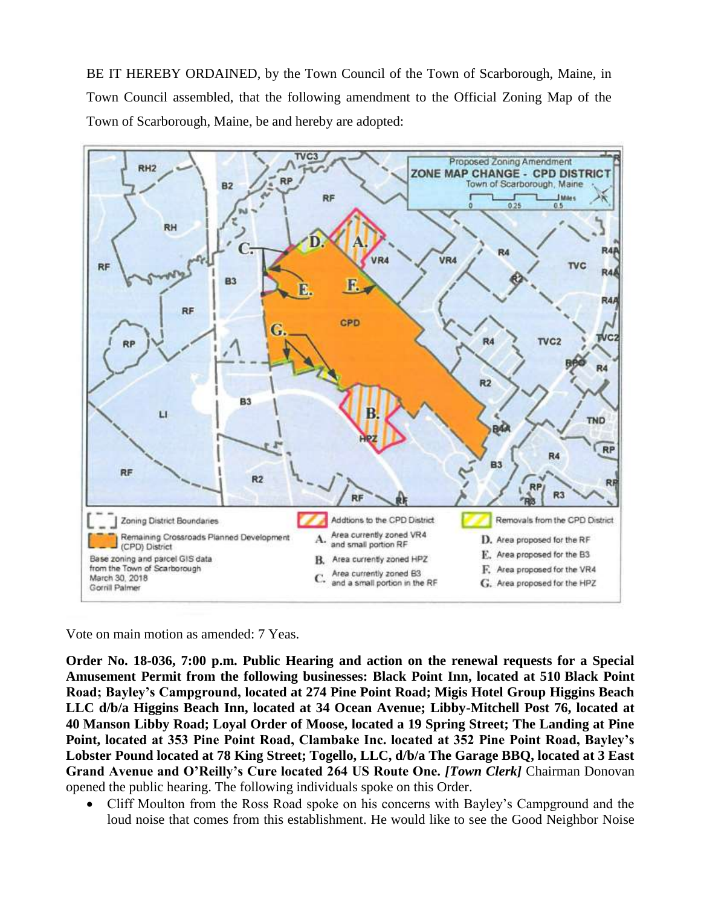BE IT HEREBY ORDAINED, by the Town Council of the Town of Scarborough, Maine, in Town Council assembled, that the following amendment to the Official Zoning Map of the Town of Scarborough, Maine, be and hereby are adopted:

Vote on main motion as amended: 7 Yeas.

**Order No. 18-036, 7:00 p.m. Public Hearing and action on the renewal requests for a Special Amusement Permit from the following businesses: Black Point Inn, located at 510 Black Point Road; Bayley's Campground, located at 274 Pine Point Road; Migis Hotel Group Higgins Beach LLC d/b/a Higgins Beach Inn, located at 34 Ocean Avenue; Libby-Mitchell Post 76, located at 40 Manson Libby Road; Loyal Order of Moose, located a 19 Spring Street; The Landing at Pine Point, located at 353 Pine Point Road, Clambake Inc. located at 352 Pine Point Road, Bayley's Lobster Pound located at 78 King Street; Togello, LLC, d/b/a The Garage BBQ, located at 3 East Grand Avenue and O'Reilly's Cure located 264 US Route One.** ***[Town Clerk]*** Chairman Donovan opened the public hearing. The following individuals spoke on this Order.

- Cliff Moulton from the Ross Road spoke on his concerns with Bayley's Campground and the loud noise that comes from this establishment. He would like to see the Good Neighbor Noise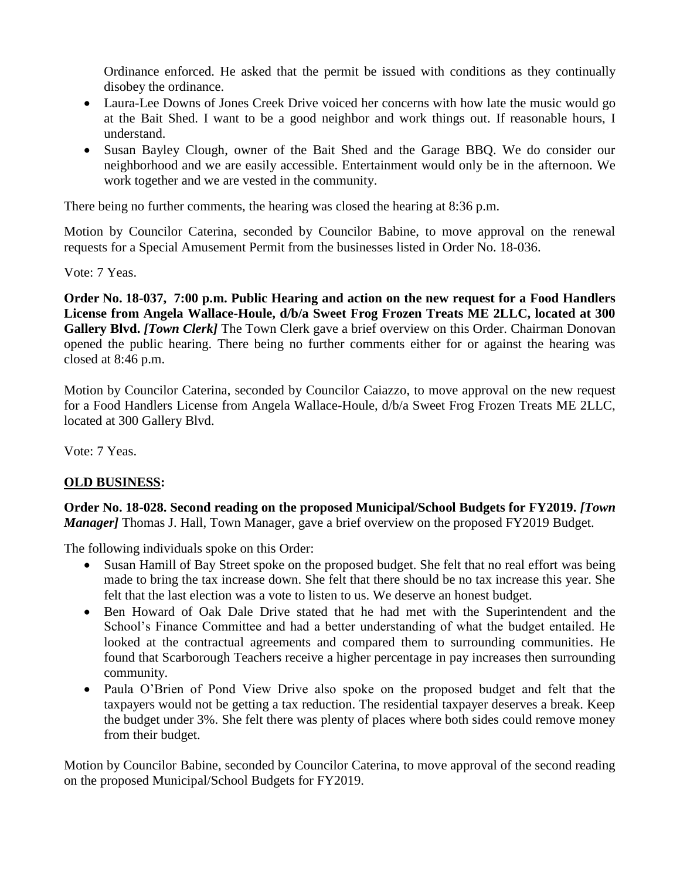Ordinance enforced. He asked that the permit be issued with conditions as they continually disobey the ordinance.

- Laura-Lee Downs of Jones Creek Drive voiced her concerns with how late the music would go at the Bait Shed. I want to be a good neighbor and work things out. If reasonable hours, I understand.
- Susan Bayley Clough, owner of the Bait Shed and the Garage BBQ. We do consider our neighborhood and we are easily accessible. Entertainment would only be in the afternoon. We work together and we are vested in the community.

There being no further comments, the hearing was closed the hearing at 8:36 p.m.

Motion by Councilor Caterina, seconded by Councilor Babine, to move approval on the renewal requests for a Special Amusement Permit from the businesses listed in Order No. 18-036.

Vote: 7 Yeas.

**Order No. 18-037, 7:00 p.m. Public Hearing and action on the new request for a Food Handlers License from Angela Wallace-Houle, d/b/a Sweet Frog Frozen Treats ME 2LLC, located at 300 Gallery Blvd.** ***[Town Clerk]*** The Town Clerk gave a brief overview on this Order. Chairman Donovan opened the public hearing. There being no further comments either for or against the hearing was closed at 8:46 p.m.

Motion by Councilor Caterina, seconded by Councilor Caiazzo, to move approval on the new request for a Food Handlers License from Angela Wallace-Houle, d/b/a Sweet Frog Frozen Treats ME 2LLC, located at 300 Gallery Blvd.

Vote: 7 Yeas.

**OLD BUSINESS:**

**Order No. 18-028. Second reading on the proposed Municipal/School Budgets for FY2019.** ***[Town Manager]*** Thomas J. Hall, Town Manager, gave a brief overview on the proposed FY2019 Budget.

The following individuals spoke on this Order:

- Susan Hamill of Bay Street spoke on the proposed budget. She felt that no real effort was being made to bring the tax increase down. She felt that there should be no tax increase this year. She felt that the last election was a vote to listen to us. We deserve an honest budget.
- Ben Howard of Oak Dale Drive stated that he had met with the Superintendent and the School's Finance Committee and had a better understanding of what the budget entailed. He looked at the contractual agreements and compared them to surrounding communities. He found that Scarborough Teachers receive a higher percentage in pay increases then surrounding community.
- Paula O'Brien of Pond View Drive also spoke on the proposed budget and felt that the taxpayers would not be getting a tax reduction. The residential taxpayer deserves a break. Keep the budget under 3%. She felt there was plenty of places where both sides could remove money from their budget.

Motion by Councilor Babine, seconded by Councilor Caterina, to move approval of the second reading on the proposed Municipal/School Budgets for FY2019.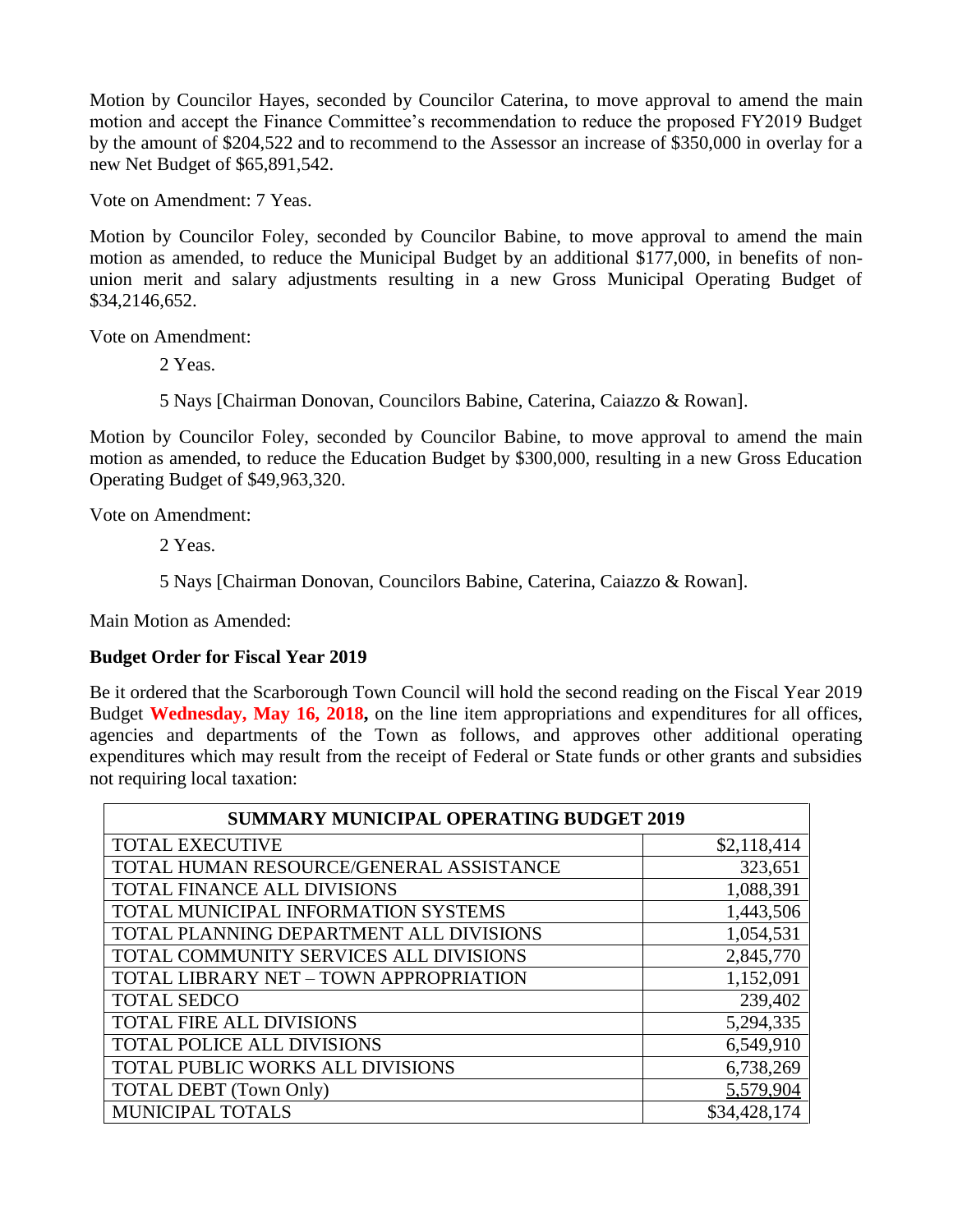Motion by Councilor Hayes, seconded by Councilor Caterina, to move approval to amend the main motion and accept the Finance Committee's recommendation to reduce the proposed FY2019 Budget by the amount of $204,522 and to recommend to the Assessor an increase of $350,000 in overlay for a new Net Budget of $65,891,542.

Vote on Amendment: 7 Yeas.

Motion by Councilor Foley, seconded by Councilor Babine, to move approval to amend the main motion as amended, to reduce the Municipal Budget by an additional $177,000, in benefits of non-union merit and salary adjustments resulting in a new Gross Municipal Operating Budget of $34,2146,652.

Vote on Amendment:

2 Yeas.

5 Nays [Chairman Donovan, Councilors Babine, Caterina, Caiazzo & Rowan].

Motion by Councilor Foley, seconded by Councilor Babine, to move approval to amend the main motion as amended, to reduce the Education Budget by $300,000, resulting in a new Gross Education Operating Budget of $49,963,320.

Vote on Amendment:

2 Yeas.

5 Nays [Chairman Donovan, Councilors Babine, Caterina, Caiazzo & Rowan].

Main Motion as Amended:

**Budget Order for Fiscal Year 2019**

Be it ordered that the Scarborough Town Council will hold the second reading on the Fiscal Year 2019 Budget **Wednesday, May 16, 2018,** on the line item appropriations and expenditures for all offices, agencies and departments of the Town as follows, and approves other additional operating expenditures which may result from the receipt of Federal or State funds or other grants and subsidies not requiring local taxation:

| SUMMARY MUNICIPAL OPERATING BUDGET 2019 | |
|---|---|
| TOTAL EXECUTIVE | $2,118,414 |
| TOTAL HUMAN RESOURCE/GENERAL ASSISTANCE | 323,651 |
| TOTAL FINANCE ALL DIVISIONS | 1,088,391 |
| TOTAL MUNICIPAL INFORMATION SYSTEMS | 1,443,506 |
| TOTAL PLANNING DEPARTMENT ALL DIVISIONS | 1,054,531 |
| TOTAL COMMUNITY SERVICES ALL DIVISIONS | 2,845,770 |
| TOTAL LIBRARY NET – TOWN APPROPRIATION | 1,152,091 |
| TOTAL SEDCO | 239,402 |
| TOTAL FIRE ALL DIVISIONS | 5,294,335 |
| TOTAL POLICE ALL DIVISIONS | 6,549,910 |
| TOTAL PUBLIC WORKS ALL DIVISIONS | 6,738,269 |
| TOTAL DEBT (Town Only) | 5,579,904 |
| MUNICIPAL TOTALS | $34,428,174 |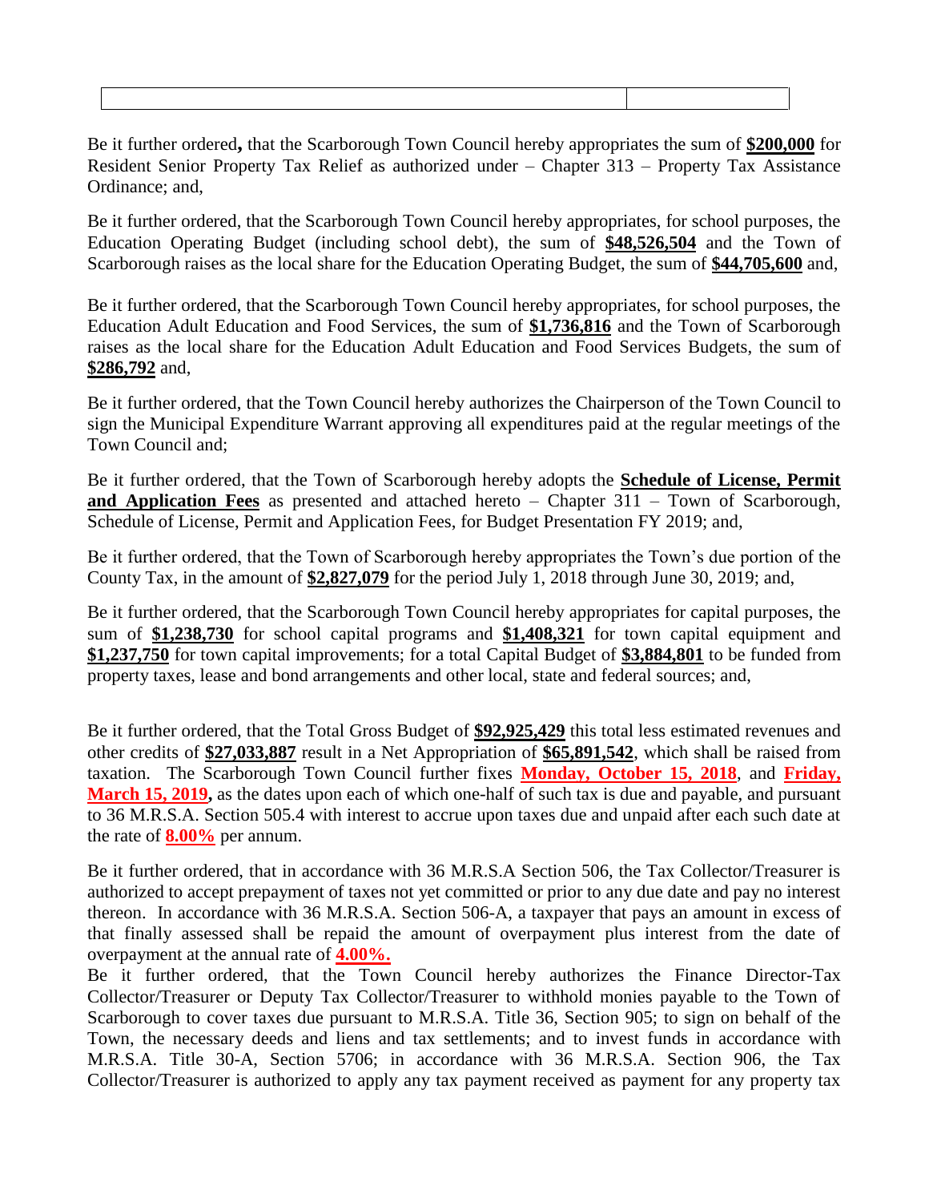| | |
|---|---|

Be it further ordered**,** that the Scarborough Town Council hereby appropriates the sum of **$200,000** for Resident Senior Property Tax Relief as authorized under – Chapter 313 – Property Tax Assistance Ordinance; and,

Be it further ordered, that the Scarborough Town Council hereby appropriates, for school purposes, the Education Operating Budget (including school debt), the sum of **$48,526,504** and the Town of Scarborough raises as the local share for the Education Operating Budget, the sum of **$44,705,600** and,

Be it further ordered, that the Scarborough Town Council hereby appropriates, for school purposes, the Education Adult Education and Food Services, the sum of **$1,736,816** and the Town of Scarborough raises as the local share for the Education Adult Education and Food Services Budgets, the sum of **$286,792** and,

Be it further ordered, that the Town Council hereby authorizes the Chairperson of the Town Council to sign the Municipal Expenditure Warrant approving all expenditures paid at the regular meetings of the Town Council and;

Be it further ordered, that the Town of Scarborough hereby adopts the **Schedule of License, Permit and Application Fees** as presented and attached hereto – Chapter 311 – Town of Scarborough, Schedule of License, Permit and Application Fees, for Budget Presentation FY 2019; and,

Be it further ordered, that the Town of Scarborough hereby appropriates the Town's due portion of the County Tax, in the amount of **$2,827,079** for the period July 1, 2018 through June 30, 2019; and,

Be it further ordered, that the Scarborough Town Council hereby appropriates for capital purposes, the sum of **$1,238,730** for school capital programs and **$1,408,321** for town capital equipment and **$1,237,750** for town capital improvements; for a total Capital Budget of **$3,884,801** to be funded from property taxes, lease and bond arrangements and other local, state and federal sources; and,

Be it further ordered, that the Total Gross Budget of **$92,925,429** this total less estimated revenues and other credits of **$27,033,887** result in a Net Appropriation of **$65,891,542**, which shall be raised from taxation. The Scarborough Town Council further fixes **Monday, October 15, 2018**, and **Friday, March 15, 2019,** as the dates upon each of which one-half of such tax is due and payable, and pursuant to 36 M.R.S.A. Section 505.4 with interest to accrue upon taxes due and unpaid after each such date at the rate of **8.00%** per annum.

Be it further ordered, that in accordance with 36 M.R.S.A Section 506, the Tax Collector/Treasurer is authorized to accept prepayment of taxes not yet committed or prior to any due date and pay no interest thereon. In accordance with 36 M.R.S.A. Section 506-A, a taxpayer that pays an amount in excess of that finally assessed shall be repaid the amount of overpayment plus interest from the date of overpayment at the annual rate of **4.00%.**

Be it further ordered, that the Town Council hereby authorizes the Finance Director-Tax Collector/Treasurer or Deputy Tax Collector/Treasurer to withhold monies payable to the Town of Scarborough to cover taxes due pursuant to M.R.S.A. Title 36, Section 905; to sign on behalf of the Town, the necessary deeds and liens and tax settlements; and to invest funds in accordance with M.R.S.A. Title 30-A, Section 5706; in accordance with 36 M.R.S.A. Section 906, the Tax Collector/Treasurer is authorized to apply any tax payment received as payment for any property tax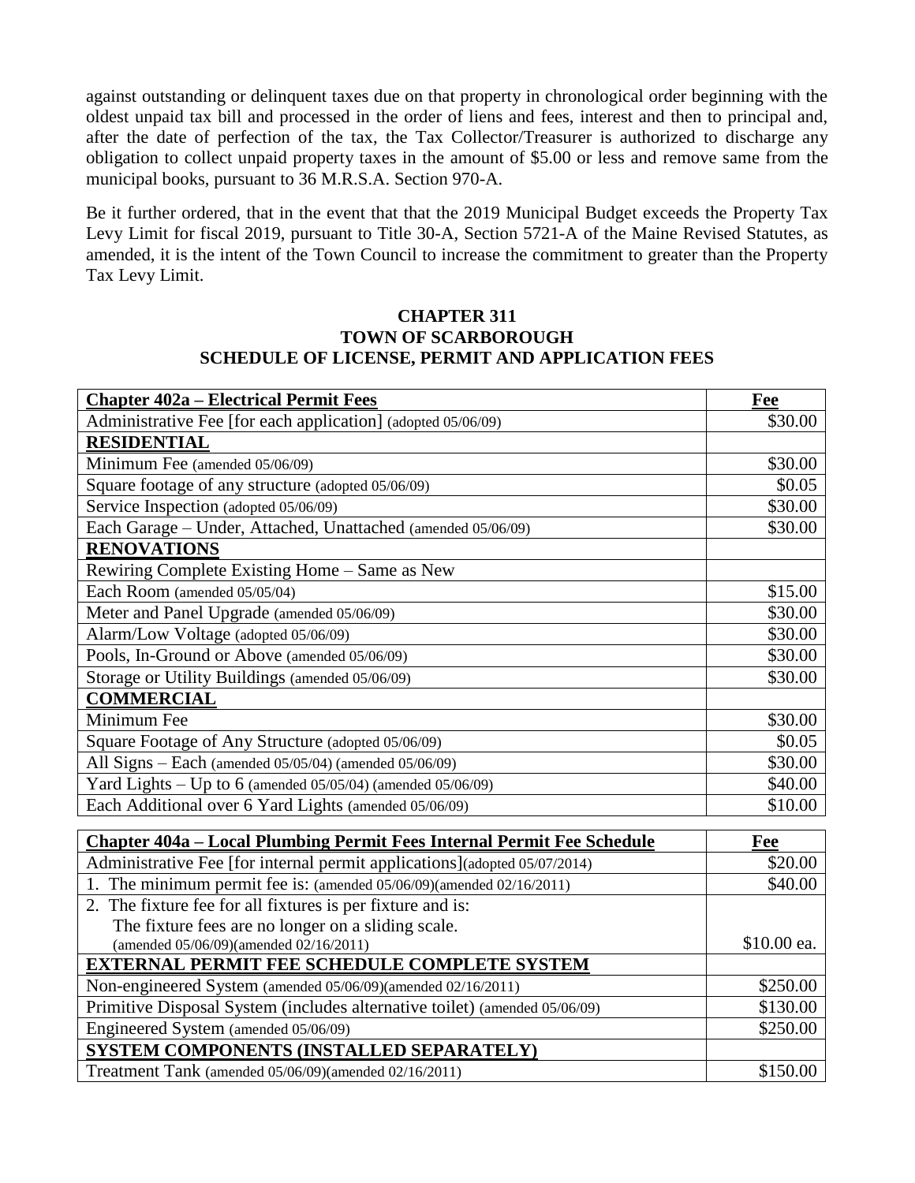against outstanding or delinquent taxes due on that property in chronological order beginning with the oldest unpaid tax bill and processed in the order of liens and fees, interest and then to principal and, after the date of perfection of the tax, the Tax Collector/Treasurer is authorized to discharge any obligation to collect unpaid property taxes in the amount of $5.00 or less and remove same from the municipal books, pursuant to 36 M.R.S.A. Section 970-A.

Be it further ordered, that in the event that that the 2019 Municipal Budget exceeds the Property Tax Levy Limit for fiscal 2019, pursuant to Title 30-A, Section 5721-A of the Maine Revised Statutes, as amended, it is the intent of the Town Council to increase the commitment to greater than the Property Tax Levy Limit.

## CHAPTER 311
## TOWN OF SCARBOROUGH
## SCHEDULE OF LICENSE, PERMIT AND APPLICATION FEES

| **Chapter 402a – Electrical Permit Fees** | **Fee** |
|---|---|
| Administrative Fee [for each application] (adopted 05/06/09) | $30.00 |
| **RESIDENTIAL** | |
| Minimum Fee (amended 05/06/09) | $30.00 |
| Square footage of any structure (adopted 05/06/09) | $0.05 |
| Service Inspection (adopted 05/06/09) | $30.00 |
| Each Garage – Under, Attached, Unattached (amended 05/06/09) | $30.00 |
| **RENOVATIONS** | |
| Rewiring Complete Existing Home – Same as New | |
| Each Room (amended 05/05/04) | $15.00 |
| Meter and Panel Upgrade (amended 05/06/09) | $30.00 |
| Alarm/Low Voltage (adopted 05/06/09) | $30.00 |
| Pools, In-Ground or Above (amended 05/06/09) | $30.00 |
| Storage or Utility Buildings (amended 05/06/09) | $30.00 |
| **COMMERCIAL** | |
| Minimum Fee | $30.00 |
| Square Footage of Any Structure (adopted 05/06/09) | $0.05 |
| All Signs – Each (amended 05/05/04) (amended 05/06/09) | $30.00 |
| Yard Lights – Up to 6 (amended 05/05/04) (amended 05/06/09) | $40.00 |
| Each Additional over 6 Yard Lights (amended 05/06/09) | $10.00 |

| **Chapter 404a – Local Plumbing Permit Fees Internal Permit Fee Schedule** | **Fee** |
|---|---|
| Administrative Fee [for internal permit applications](adopted 05/07/2014) | $20.00 |
| 1. The minimum permit fee is: (amended 05/06/09)(amended 02/16/2011) | $40.00 |
| 2. The fixture fee for all fixtures is per fixture and is: The fixture fees are no longer on a sliding scale. (amended 05/06/09)(amended 02/16/2011) | $10.00 ea. |
| **EXTERNAL PERMIT FEE SCHEDULE COMPLETE SYSTEM** | |
| Non-engineered System (amended 05/06/09)(amended 02/16/2011) | $250.00 |
| Primitive Disposal System (includes alternative toilet) (amended 05/06/09) | $130.00 |
| Engineered System (amended 05/06/09) | $250.00 |
| **SYSTEM COMPONENTS (INSTALLED SEPARATELY)** | |
| Treatment Tank (amended 05/06/09)(amended 02/16/2011) | $150.00 |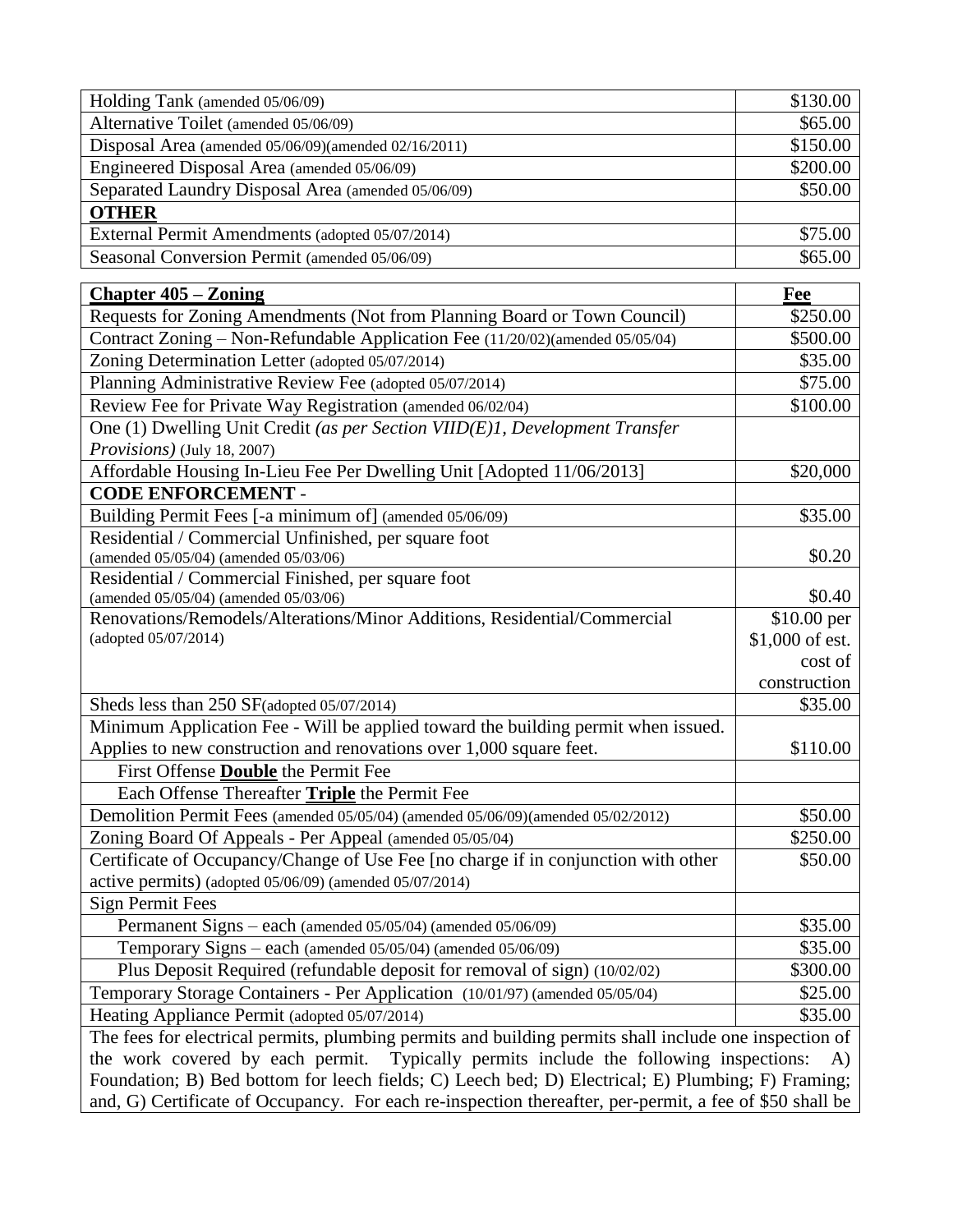| | |
|---|---|
| Holding Tank (amended 05/06/09) | $130.00 |
| Alternative Toilet (amended 05/06/09) | $65.00 |
| Disposal Area (amended 05/06/09)(amended 02/16/2011) | $150.00 |
| Engineered Disposal Area (amended 05/06/09) | $200.00 |
| Separated Laundry Disposal Area (amended 05/06/09) | $50.00 |
| **OTHER** | |
| External Permit Amendments (adopted 05/07/2014) | $75.00 |
| Seasonal Conversion Permit (amended 05/06/09) | $65.00 |

| **Chapter 405 – Zoning** | **Fee** |
|---|---|
| Requests for Zoning Amendments (Not from Planning Board or Town Council) | $250.00 |
| Contract Zoning – Non-Refundable Application Fee (11/20/02)(amended 05/05/04) | $500.00 |
| Zoning Determination Letter (adopted 05/07/2014) | $35.00 |
| Planning Administrative Review Fee (adopted 05/07/2014) | $75.00 |
| Review Fee for Private Way Registration (amended 06/02/04) | $100.00 |
| One (1) Dwelling Unit Credit *(as per Section VIID(E)1, Development Transfer Provisions)* (July 18, 2007) | |
| Affordable Housing In-Lieu Fee Per Dwelling Unit [Adopted 11/06/2013] | $20,000 |
| **CODE ENFORCEMENT** - | |
| Building Permit Fees [-a minimum of] (amended 05/06/09) | $35.00 |
| Residential / Commercial Unfinished, per square foot (amended 05/05/04) (amended 05/03/06) | $0.20 |
| Residential / Commercial Finished, per square foot (amended 05/05/04) (amended 05/03/06) | $0.40 |
| Renovations/Remodels/Alterations/Minor Additions, Residential/Commercial (adopted 05/07/2014) | $10.00 per $1,000 of est. cost of construction |
| Sheds less than 250 SF(adopted 05/07/2014) | $35.00 |
| Minimum Application Fee - Will be applied toward the building permit when issued. Applies to new construction and renovations over 1,000 square feet. | $110.00 |
| First Offense **Double** the Permit Fee | |
| Each Offense Thereafter **Triple** the Permit Fee | |
| Demolition Permit Fees (amended 05/05/04) (amended 05/06/09)(amended 05/02/2012) | $50.00 |
| Zoning Board Of Appeals - Per Appeal (amended 05/05/04) | $250.00 |
| Certificate of Occupancy/Change of Use Fee [no charge if in conjunction with other active permits) (adopted 05/06/09) (amended 05/07/2014) | $50.00 |
| Sign Permit Fees | |
| Permanent Signs – each (amended 05/05/04) (amended 05/06/09) | $35.00 |
| Temporary Signs – each (amended 05/05/04) (amended 05/06/09) | $35.00 |
| Plus Deposit Required (refundable deposit for removal of sign) (10/02/02) | $300.00 |
| Temporary Storage Containers - Per Application (10/01/97) (amended 05/05/04) | $25.00 |
| Heating Appliance Permit (adopted 05/07/2014) | $35.00 |

The fees for electrical permits, plumbing permits and building permits shall include one inspection of the work covered by each permit. Typically permits include the following inspections: A) Foundation; B) Bed bottom for leech fields; C) Leech bed; D) Electrical; E) Plumbing; F) Framing; and, G) Certificate of Occupancy. For each re-inspection thereafter, per-permit, a fee of $50 shall be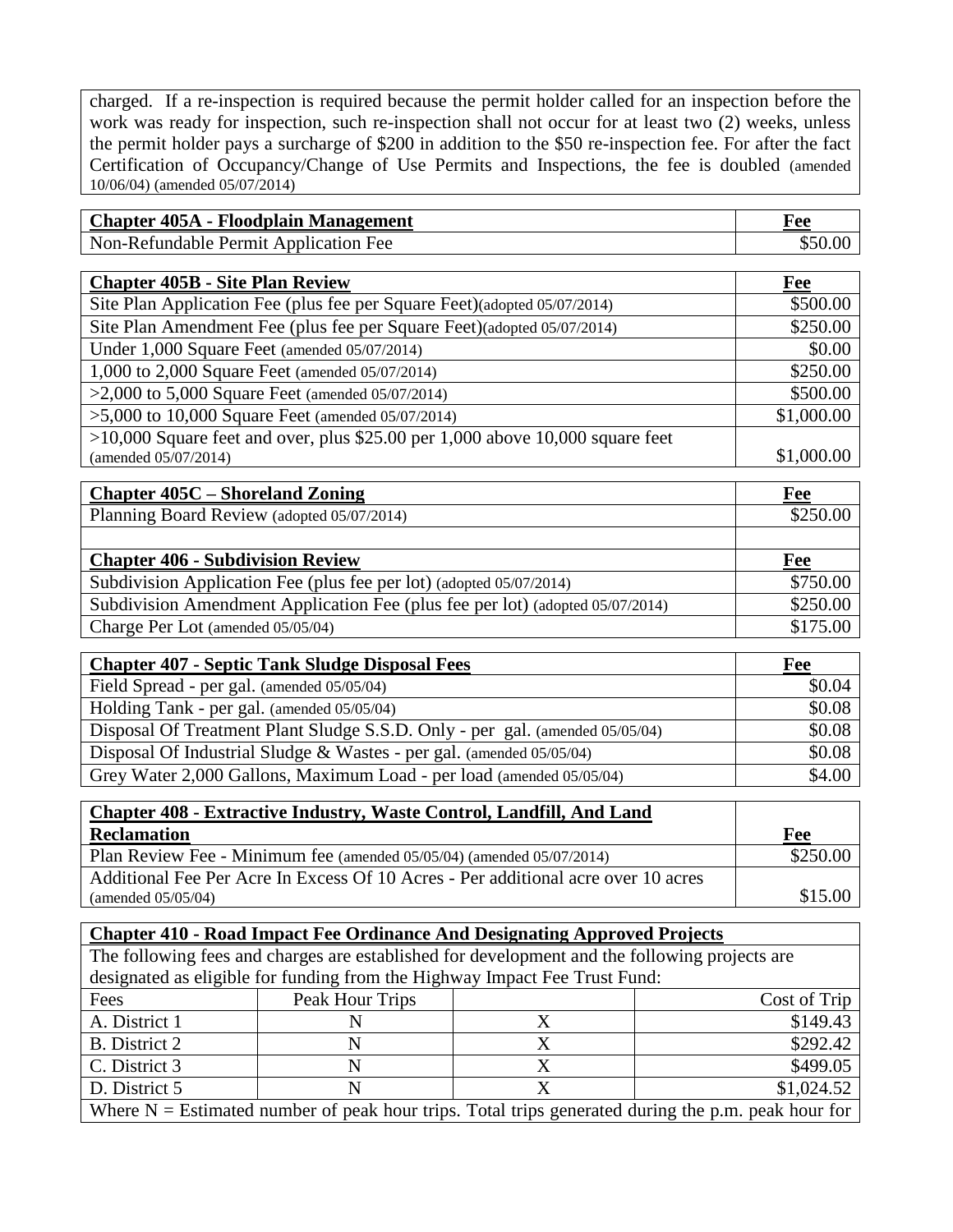charged. If a re-inspection is required because the permit holder called for an inspection before the work was ready for inspection, such re-inspection shall not occur for at least two (2) weeks, unless the permit holder pays a surcharge of $200 in addition to the $50 re-inspection fee. For after the fact Certification of Occupancy/Change of Use Permits and Inspections, the fee is doubled (amended 10/06/04) (amended 05/07/2014)

| **Chapter 405A - Floodplain Management** | **Fee** |
|---|---|
| Non-Refundable Permit Application Fee | $50.00 |

| **Chapter 405B - Site Plan Review** | **Fee** |
|---|---|
| Site Plan Application Fee (plus fee per Square Feet)(adopted 05/07/2014) | $500.00 |
| Site Plan Amendment Fee (plus fee per Square Feet)(adopted 05/07/2014) | $250.00 |
| Under 1,000 Square Feet (amended 05/07/2014) | $0.00 |
| 1,000 to 2,000 Square Feet (amended 05/07/2014) | $250.00 |
| >2,000 to 5,000 Square Feet (amended 05/07/2014) | $500.00 |
| >5,000 to 10,000 Square Feet (amended 05/07/2014) | $1,000.00 |
| >10,000 Square feet and over, plus $25.00 per 1,000 above 10,000 square feet (amended 05/07/2014) | $1,000.00 |

| **Chapter 405C – Shoreland Zoning** | **Fee** |
|---|---|
| Planning Board Review (adopted 05/07/2014) | $250.00 |
| | |
| **Chapter 406 - Subdivision Review** | **Fee** |
| Subdivision Application Fee (plus fee per lot) (adopted 05/07/2014) | $750.00 |
| Subdivision Amendment Application Fee (plus fee per lot) (adopted 05/07/2014) | $250.00 |
| Charge Per Lot (amended 05/05/04) | $175.00 |

| **Chapter 407 - Septic Tank Sludge Disposal Fees** | **Fee** |
|---|---|
| Field Spread - per gal. (amended 05/05/04) | $0.04 |
| Holding Tank - per gal. (amended 05/05/04) | $0.08 |
| Disposal Of Treatment Plant Sludge S.S.D. Only - per gal. (amended 05/05/04) | $0.08 |
| Disposal Of Industrial Sludge & Wastes - per gal. (amended 05/05/04) | $0.08 |
| Grey Water 2,000 Gallons, Maximum Load - per load (amended 05/05/04) | $4.00 |

| **Chapter 408 - Extractive Industry, Waste Control, Landfill, And Land Reclamation** | **Fee** |
|---|---|
| Plan Review Fee - Minimum fee (amended 05/05/04) (amended 05/07/2014) | $250.00 |
| Additional Fee Per Acre In Excess Of 10 Acres - Per additional acre over 10 acres (amended 05/05/04) | $15.00 |

**Chapter 410 - Road Impact Fee Ordinance And Designating Approved Projects**

The following fees and charges are established for development and the following projects are designated as eligible for funding from the Highway Impact Fee Trust Fund:

| Fees | Peak Hour Trips | | Cost of Trip |
|---|---|---|---|
| A. District 1 | N | X | $149.43 |
| B. District 2 | N | X | $292.42 |
| C. District 3 | N | X | $499.05 |
| D. District 5 | N | X | $1,024.52 |

Where N = Estimated number of peak hour trips. Total trips generated during the p.m. peak hour for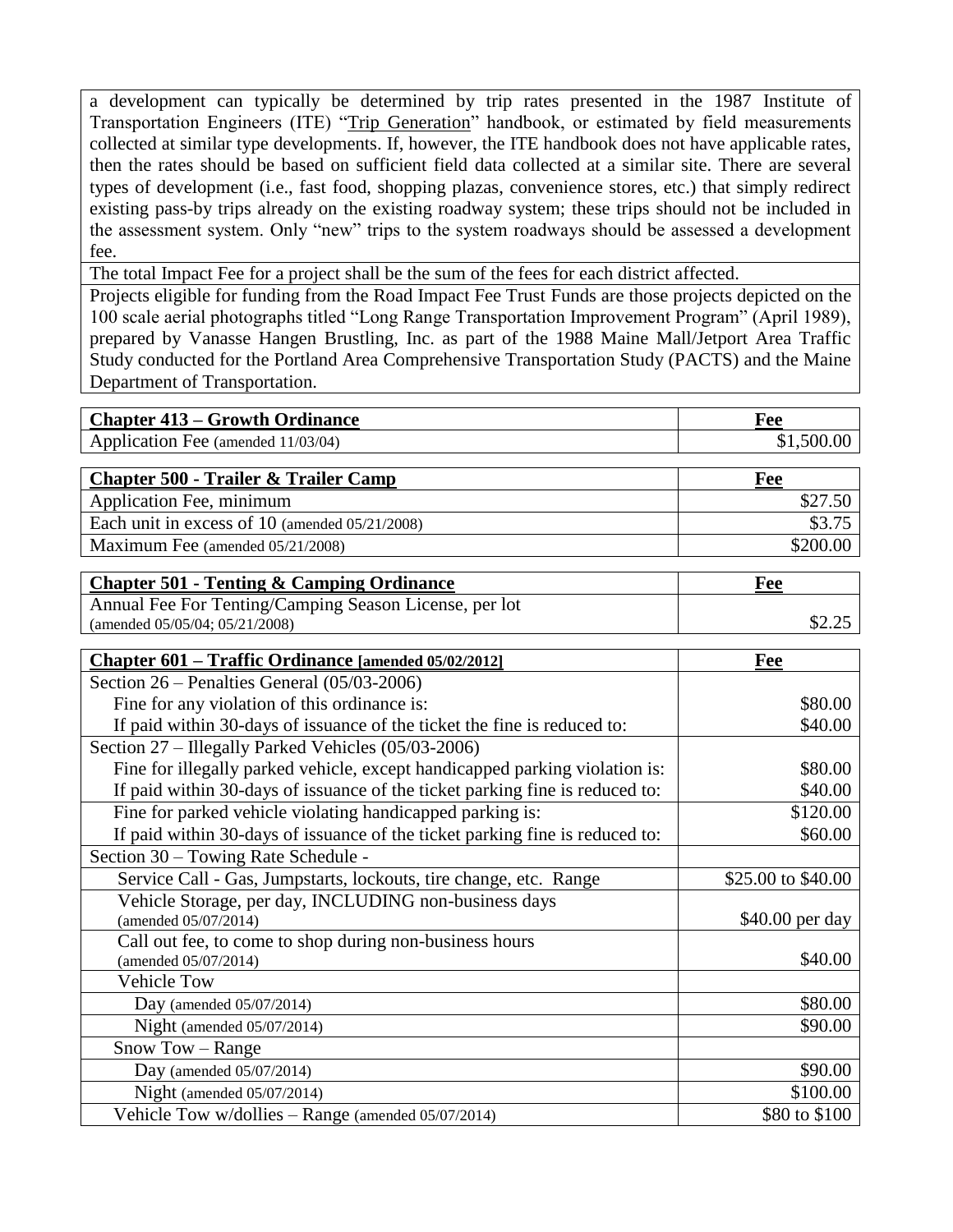a development can typically be determined by trip rates presented in the 1987 Institute of Transportation Engineers (ITE) "Trip Generation" handbook, or estimated by field measurements collected at similar type developments. If, however, the ITE handbook does not have applicable rates, then the rates should be based on sufficient field data collected at a similar site. There are several types of development (i.e., fast food, shopping plazas, convenience stores, etc.) that simply redirect existing pass-by trips already on the existing roadway system; these trips should not be included in the assessment system. Only "new" trips to the system roadways should be assessed a development fee.

The total Impact Fee for a project shall be the sum of the fees for each district affected.

Projects eligible for funding from the Road Impact Fee Trust Funds are those projects depicted on the 100 scale aerial photographs titled "Long Range Transportation Improvement Program" (April 1989), prepared by Vanasse Hangen Brustling, Inc. as part of the 1988 Maine Mall/Jetport Area Traffic Study conducted for the Portland Area Comprehensive Transportation Study (PACTS) and the Maine Department of Transportation.

| **Chapter 413 – Growth Ordinance** | **Fee** |
|---|---|
| Application Fee (amended 11/03/04) | $1,500.00 |

| **Chapter 500 - Trailer & Trailer Camp** | **Fee** |
|---|---|
| Application Fee, minimum | $27.50 |
| Each unit in excess of 10 (amended 05/21/2008) | $3.75 |
| Maximum Fee (amended 05/21/2008) | $200.00 |

| **Chapter 501 - Tenting & Camping Ordinance** | **Fee** |
|---|---|
| Annual Fee For Tenting/Camping Season License, per lot (amended 05/05/04; 05/21/2008) | $2.25 |

| **Chapter 601 – Traffic Ordinance [amended 05/02/2012]** | **Fee** |
|---|---|
| Section 26 – Penalties General (05/03-2006) | |
| Fine for any violation of this ordinance is: | $80.00 |
| If paid within 30-days of issuance of the ticket the fine is reduced to: | $40.00 |
| Section 27 – Illegally Parked Vehicles (05/03-2006) | |
| Fine for illegally parked vehicle, except handicapped parking violation is: | $80.00 |
| If paid within 30-days of issuance of the ticket parking fine is reduced to: | $40.00 |
| Fine for parked vehicle violating handicapped parking is: | $120.00 |
| If paid within 30-days of issuance of the ticket parking fine is reduced to: | $60.00 |
| Section 30 – Towing Rate Schedule - | |
| Service Call - Gas, Jumpstarts, lockouts, tire change, etc. Range | $25.00 to $40.00 |
| Vehicle Storage, per day, INCLUDING non-business days (amended 05/07/2014) | $40.00 per day |
| Call out fee, to come to shop during non-business hours (amended 05/07/2014) | $40.00 |
| Vehicle Tow | |
| Day (amended 05/07/2014) | $80.00 |
| Night (amended 05/07/2014) | $90.00 |
| Snow Tow – Range | |
| Day (amended 05/07/2014) | $90.00 |
| Night (amended 05/07/2014) | $100.00 |
| Vehicle Tow w/dollies – Range (amended 05/07/2014) | $80 to $100 |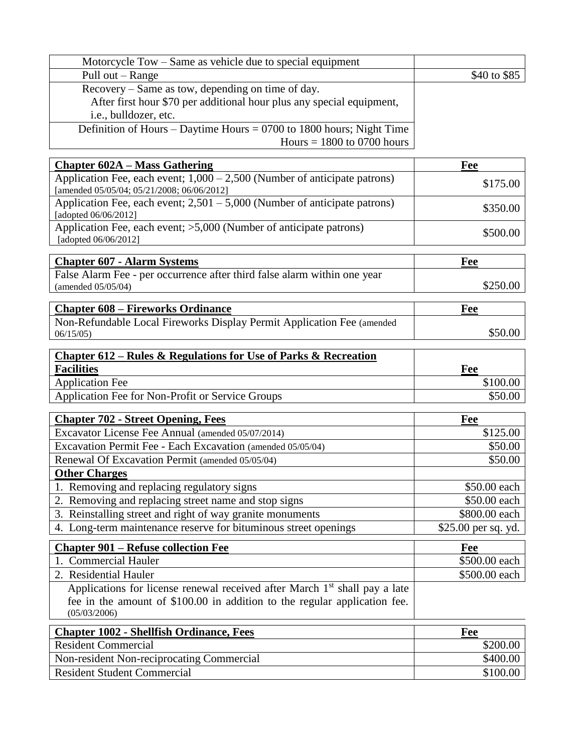| | |
|---|---|
| Motorcycle Tow – Same as vehicle due to special equipment | |
| Pull out – Range | $40 to $85 |
| Recovery – Same as tow, depending on time of day. After first hour $70 per additional hour plus any special equipment, i.e., bulldozer, etc. | |
| Definition of Hours – Daytime Hours = 0700 to 1800 hours; Night Time Hours = 1800 to 0700 hours | |

| **Chapter 602A – Mass Gathering** | **Fee** |
|---|---|
| Application Fee, each event; 1,000 – 2,500 (Number of anticipate patrons) [amended 05/05/04; 05/21/2008; 06/06/2012] | $175.00 |
| Application Fee, each event; 2,501 – 5,000 (Number of anticipate patrons) [adopted 06/06/2012] | $350.00 |
| Application Fee, each event; >5,000 (Number of anticipate patrons) [adopted 06/06/2012] | $500.00 |

| **Chapter 607 - Alarm Systems** | **Fee** |
|---|---|
| False Alarm Fee - per occurrence after third false alarm within one year (amended 05/05/04) | $250.00 |

| **Chapter 608 – Fireworks Ordinance** | **Fee** |
|---|---|
| Non-Refundable Local Fireworks Display Permit Application Fee (amended 06/15/05) | $50.00 |

| **Chapter 612 – Rules & Regulations for Use of Parks & Recreation Facilities** | **Fee** |
|---|---|
| Application Fee | $100.00 |
| Application Fee for Non-Profit or Service Groups | $50.00 |

| **Chapter 702 - Street Opening, Fees** | **Fee** |
|---|---|
| Excavator License Fee Annual (amended 05/07/2014) | $125.00 |
| Excavation Permit Fee - Each Excavation (amended 05/05/04) | $50.00 |
| Renewal Of Excavation Permit (amended 05/05/04) | $50.00 |
| **Other Charges** | |
| 1. Removing and replacing regulatory signs | $50.00 each |
| 2. Removing and replacing street name and stop signs | $50.00 each |
| 3. Reinstalling street and right of way granite monuments | $800.00 each |
| 4. Long-term maintenance reserve for bituminous street openings | $25.00 per sq. yd. |

| **Chapter 901 – Refuse collection Fee** | **Fee** |
|---|---|
| 1. Commercial Hauler | $500.00 each |
| 2. Residential Hauler | $500.00 each |
| Applications for license renewal received after March 1st shall pay a late fee in the amount of $100.00 in addition to the regular application fee. (05/03/2006) | |

| **Chapter 1002 - Shellfish Ordinance, Fees** | **Fee** |
|---|---|
| Resident Commercial | $200.00 |
| Non-resident Non-reciprocating Commercial | $400.00 |
| Resident Student Commercial | $100.00 |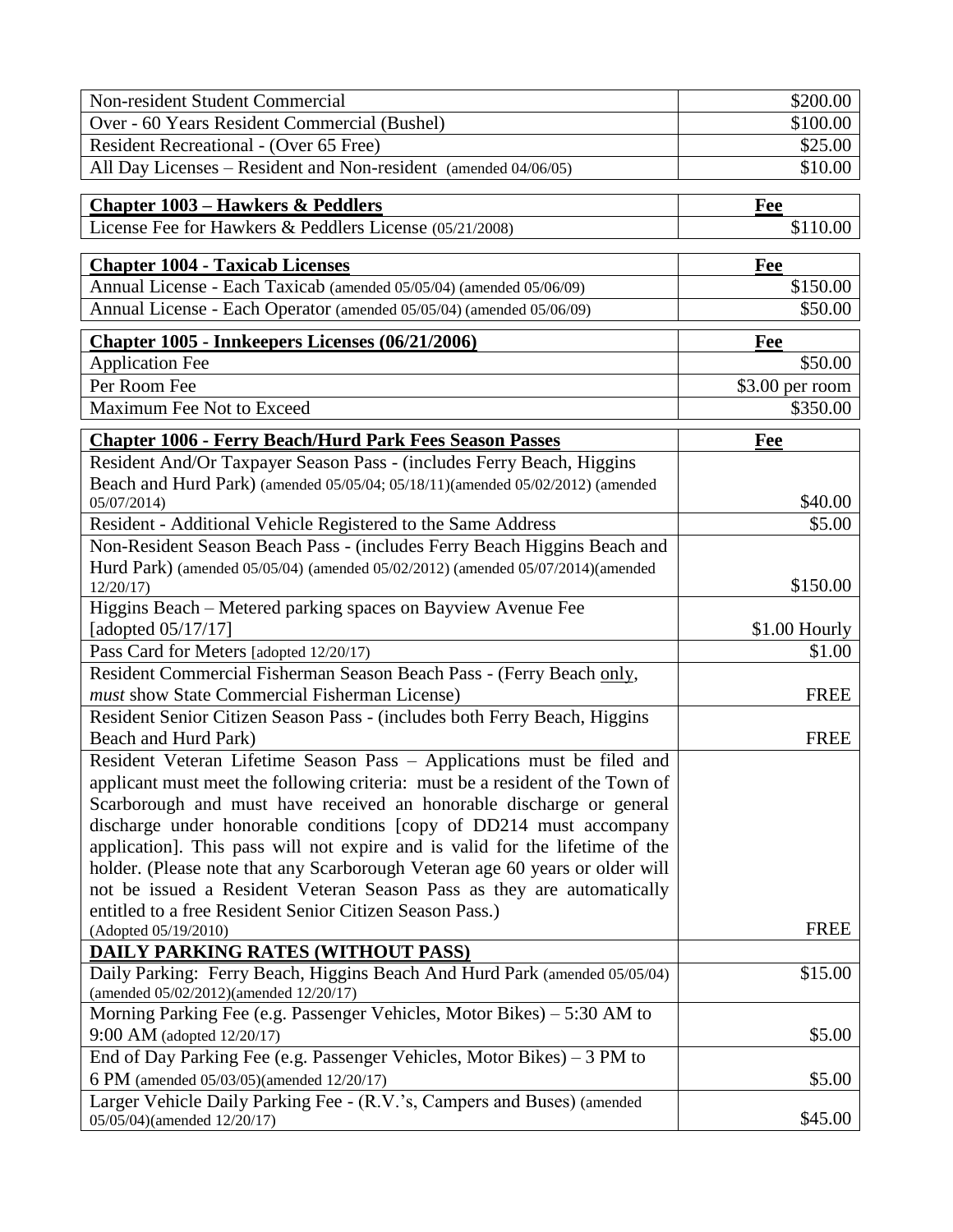| Non-resident Student Commercial | $200.00 |
|---|---|
| Over - 60 Years Resident Commercial (Bushel) | $100.00 |
| Resident Recreational - (Over 65 Free) | $25.00 |
| All Day Licenses – Resident and Non-resident (amended 04/06/05) | $10.00 |

| **Chapter 1003 – Hawkers & Peddlers** | **Fee** |
|---|---|
| License Fee for Hawkers & Peddlers License (05/21/2008) | $110.00 |

| **Chapter 1004 - Taxicab Licenses** | **Fee** |
|---|---|
| Annual License - Each Taxicab (amended 05/05/04) (amended 05/06/09) | $150.00 |
| Annual License - Each Operator (amended 05/05/04) (amended 05/06/09) | $50.00 |

| **Chapter 1005 - Innkeepers Licenses (06/21/2006)** | **Fee** |
|---|---|
| Application Fee | $50.00 |
| Per Room Fee | $3.00 per room |
| Maximum Fee Not to Exceed | $350.00 |

| **Chapter 1006 - Ferry Beach/Hurd Park Fees Season Passes** | **Fee** |
|---|---|
| Resident And/Or Taxpayer Season Pass - (includes Ferry Beach, Higgins Beach and Hurd Park) (amended 05/05/04; 05/18/11)(amended 05/02/2012) (amended 05/07/2014) | $40.00 |
| Resident - Additional Vehicle Registered to the Same Address | $5.00 |
| Non-Resident Season Beach Pass - (includes Ferry Beach Higgins Beach and Hurd Park) (amended 05/05/04) (amended 05/02/2012) (amended 05/07/2014)(amended 12/20/17) | $150.00 |
| Higgins Beach – Metered parking spaces on Bayview Avenue Fee [adopted 05/17/17] | $1.00 Hourly |
| Pass Card for Meters [adopted 12/20/17) | $1.00 |
| Resident Commercial Fisherman Season Beach Pass - (Ferry Beach only, *must* show State Commercial Fisherman License) | FREE |
| Resident Senior Citizen Season Pass - (includes both Ferry Beach, Higgins Beach and Hurd Park) | FREE |
| Resident Veteran Lifetime Season Pass – Applications must be filed and applicant must meet the following criteria: must be a resident of the Town of Scarborough and must have received an honorable discharge or general discharge under honorable conditions [copy of DD214 must accompany application]. This pass will not expire and is valid for the lifetime of the holder. (Please note that any Scarborough Veteran age 60 years or older will not be issued a Resident Veteran Season Pass as they are automatically entitled to a free Resident Senior Citizen Season Pass.) (Adopted 05/19/2010) | FREE |
| **DAILY PARKING RATES (WITHOUT PASS)** | |
| Daily Parking: Ferry Beach, Higgins Beach And Hurd Park (amended 05/05/04) (amended 05/02/2012)(amended 12/20/17) | $15.00 |
| Morning Parking Fee (e.g. Passenger Vehicles, Motor Bikes) – 5:30 AM to 9:00 AM (adopted 12/20/17) | $5.00 |
| End of Day Parking Fee (e.g. Passenger Vehicles, Motor Bikes) – 3 PM to 6 PM (amended 05/03/05)(amended 12/20/17) | $5.00 |
| Larger Vehicle Daily Parking Fee - (R.V.'s, Campers and Buses) (amended 05/05/04)(amended 12/20/17) | $45.00 |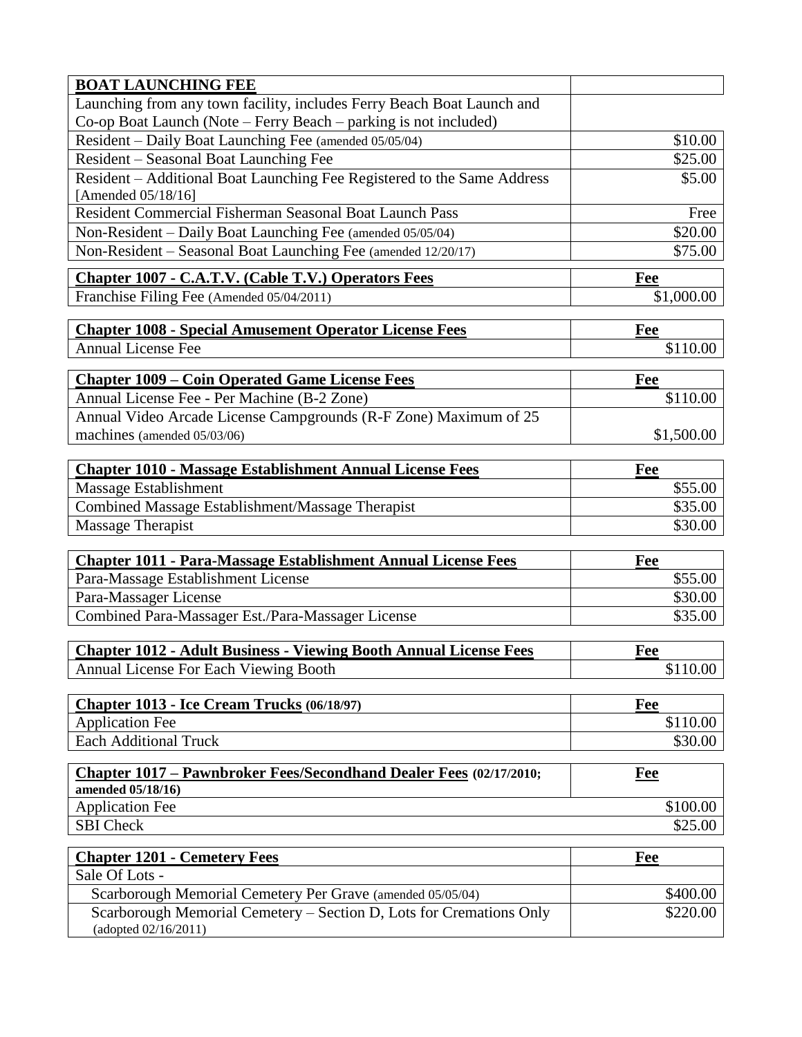| **BOAT LAUNCHING FEE** | |
|---|---|
| Launching from any town facility, includes Ferry Beach Boat Launch and Co-op Boat Launch (Note – Ferry Beach – parking is not included) | |
| Resident – Daily Boat Launching Fee (amended 05/05/04) | $10.00 |
| Resident – Seasonal Boat Launching Fee | $25.00 |
| Resident – Additional Boat Launching Fee Registered to the Same Address [Amended 05/18/16] | $5.00 |
| Resident Commercial Fisherman Seasonal Boat Launch Pass | Free |
| Non-Resident – Daily Boat Launching Fee (amended 05/05/04) | $20.00 |
| Non-Resident – Seasonal Boat Launching Fee (amended 12/20/17) | $75.00 |

| **Chapter 1007 - C.A.T.V. (Cable T.V.) Operators Fees** | **Fee** |
|---|---|
| Franchise Filing Fee (Amended 05/04/2011) | $1,000.00 |

| **Chapter 1008 - Special Amusement Operator License Fees** | **Fee** |
|---|---|
| Annual License Fee | $110.00 |

| **Chapter 1009 – Coin Operated Game License Fees** | **Fee** |
|---|---|
| Annual License Fee - Per Machine (B-2 Zone) | $110.00 |
| Annual Video Arcade License Campgrounds (R-F Zone) Maximum of 25 machines (amended 05/03/06) | $1,500.00 |

| **Chapter 1010 - Massage Establishment Annual License Fees** | **Fee** |
|---|---|
| Massage Establishment | $55.00 |
| Combined Massage Establishment/Massage Therapist | $35.00 |
| Massage Therapist | $30.00 |

| **Chapter 1011 - Para-Massage Establishment Annual License Fees** | **Fee** |
|---|---|
| Para-Massage Establishment License | $55.00 |
| Para-Massager License | $30.00 |
| Combined Para-Massager Est./Para-Massager License | $35.00 |

| **Chapter 1012 - Adult Business - Viewing Booth Annual License Fees** | **Fee** |
|---|---|
| Annual License For Each Viewing Booth | $110.00 |

| **Chapter 1013 - Ice Cream Trucks (06/18/97)** | **Fee** |
|---|---|
| Application Fee | $110.00 |
| Each Additional Truck | $30.00 |

| **Chapter 1017 – Pawnbroker Fees/Secondhand Dealer Fees (02/17/2010; amended 05/18/16)** | **Fee** |
|---|---|
| Application Fee | $100.00 |
| SBI Check | $25.00 |

| **Chapter 1201 - Cemetery Fees** | **Fee** |
|---|---|
| Sale Of Lots - | |
| Scarborough Memorial Cemetery Per Grave (amended 05/05/04) | $400.00 |
| Scarborough Memorial Cemetery – Section D, Lots for Cremations Only (adopted 02/16/2011) | $220.00 |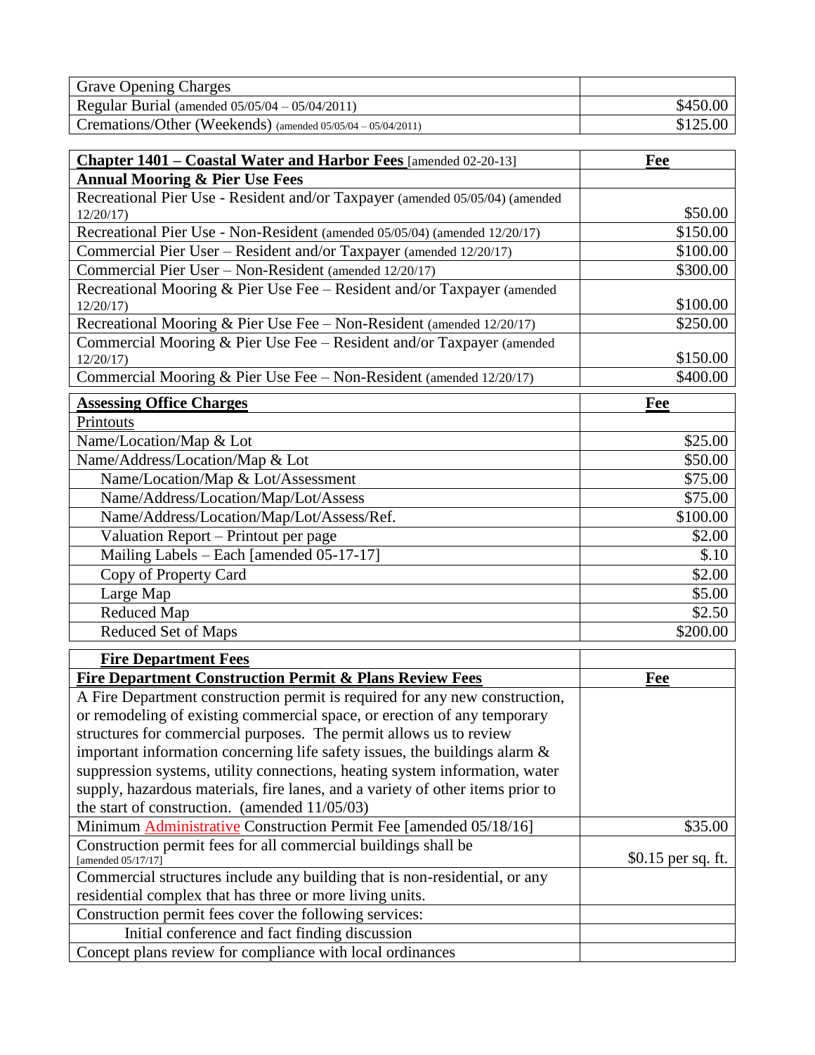| Grave Opening Charges | |
|---|---|
| Regular Burial (amended 05/05/04 – 05/04/2011) | $450.00 |
| Cremations/Other (Weekends) (amended 05/05/04 – 05/04/2011) | $125.00 |

| **Chapter 1401 – Coastal Water and Harbor Fees** [amended 02-20-13] | **Fee** |
|---|---|
| **Annual Mooring & Pier Use Fees** | |
| Recreational Pier Use - Resident and/or Taxpayer (amended 05/05/04) (amended 12/20/17) | $50.00 |
| Recreational Pier Use - Non-Resident (amended 05/05/04) (amended 12/20/17) | $150.00 |
| Commercial Pier User – Resident and/or Taxpayer (amended 12/20/17) | $100.00 |
| Commercial Pier User – Non-Resident (amended 12/20/17) | $300.00 |
| Recreational Mooring & Pier Use Fee – Resident and/or Taxpayer (amended 12/20/17) | $100.00 |
| Recreational Mooring & Pier Use Fee – Non-Resident (amended 12/20/17) | $250.00 |
| Commercial Mooring & Pier Use Fee – Resident and/or Taxpayer (amended 12/20/17) | $150.00 |
| Commercial Mooring & Pier Use Fee – Non-Resident (amended 12/20/17) | $400.00 |

| **Assessing Office Charges** | **Fee** |
|---|---|
| Printouts | |
| Name/Location/Map & Lot | $25.00 |
| Name/Address/Location/Map & Lot | $50.00 |
| Name/Location/Map & Lot/Assessment | $75.00 |
| Name/Address/Location/Map/Lot/Assess | $75.00 |
| Name/Address/Location/Map/Lot/Assess/Ref. | $100.00 |
| Valuation Report – Printout per page | $2.00 |
| Mailing Labels – Each [amended 05-17-17] | $.10 |
| Copy of Property Card | $2.00 |
| Large Map | $5.00 |
| Reduced Map | $2.50 |
| Reduced Set of Maps | $200.00 |

| **Fire Department Fees** | |
|---|---|
| **Fire Department Construction Permit & Plans Review Fees** | **Fee** |
| A Fire Department construction permit is required for any new construction, or remodeling of existing commercial space, or erection of any temporary structures for commercial purposes. The permit allows us to review important information concerning life safety issues, the buildings alarm & suppression systems, utility connections, heating system information, water supply, hazardous materials, fire lanes, and a variety of other items prior to the start of construction. (amended 11/05/03) | |
| Minimum Administrative Construction Permit Fee [amended 05/18/16] | $35.00 |
| Construction permit fees for all commercial buildings shall be [amended 05/17/17] | $0.15 per sq. ft. |
| Commercial structures include any building that is non-residential, or any residential complex that has three or more living units. | |
| Construction permit fees cover the following services: | |
| Initial conference and fact finding discussion | |
| Concept plans review for compliance with local ordinances | |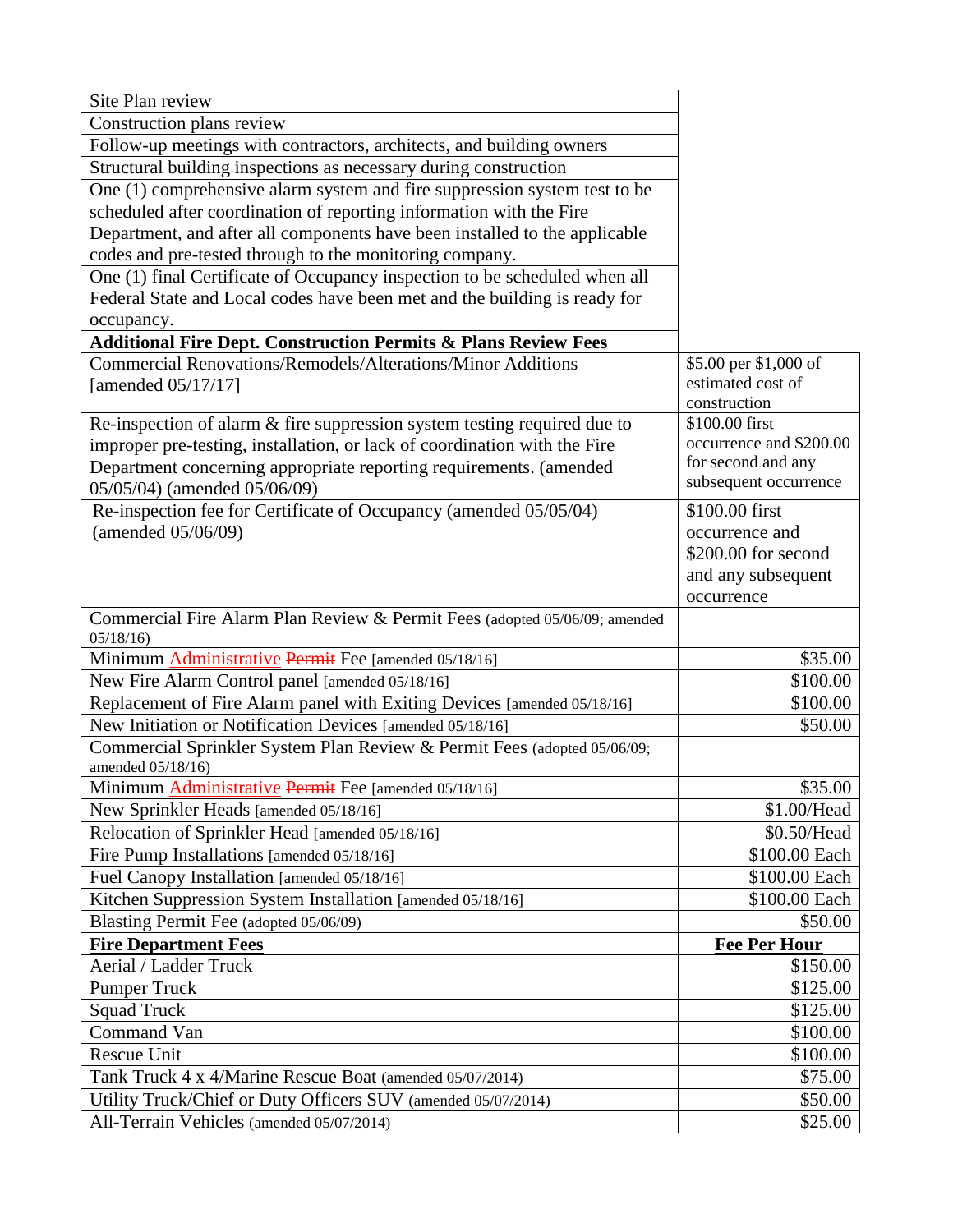| | |
|---|---|
| Site Plan review | |
| Construction plans review | |
| Follow-up meetings with contractors, architects, and building owners | |
| Structural building inspections as necessary during construction | |
| One (1) comprehensive alarm system and fire suppression system test to be scheduled after coordination of reporting information with the Fire Department, and after all components have been installed to the applicable codes and pre-tested through to the monitoring company. | |
| One (1) final Certificate of Occupancy inspection to be scheduled when all Federal State and Local codes have been met and the building is ready for occupancy. | |
| **Additional Fire Dept. Construction Permits & Plans Review Fees** | |
| Commercial Renovations/Remodels/Alterations/Minor Additions [amended 05/17/17] | $5.00 per $1,000 of estimated cost of construction |
| Re-inspection of alarm & fire suppression system testing required due to improper pre-testing, installation, or lack of coordination with the Fire Department concerning appropriate reporting requirements. (amended 05/05/04) (amended 05/06/09) | $100.00 first occurrence and $200.00 for second and any subsequent occurrence |
| Re-inspection fee for Certificate of Occupancy (amended 05/05/04) (amended 05/06/09) | $100.00 first occurrence and $200.00 for second and any subsequent occurrence |
| Commercial Fire Alarm Plan Review & Permit Fees (adopted 05/06/09; amended 05/18/16) | |
| Minimum Administrative ~~Permit~~ Fee [amended 05/18/16] | $35.00 |
| New Fire Alarm Control panel [amended 05/18/16] | $100.00 |
| Replacement of Fire Alarm panel with Exiting Devices [amended 05/18/16] | $100.00 |
| New Initiation or Notification Devices [amended 05/18/16] | $50.00 |
| Commercial Sprinkler System Plan Review & Permit Fees (adopted 05/06/09; amended 05/18/16) | |
| Minimum Administrative ~~Permit~~ Fee [amended 05/18/16] | $35.00 |
| New Sprinkler Heads [amended 05/18/16] | $1.00/Head |
| Relocation of Sprinkler Head [amended 05/18/16] | $0.50/Head |
| Fire Pump Installations [amended 05/18/16] | $100.00 Each |
| Fuel Canopy Installation [amended 05/18/16] | $100.00 Each |
| Kitchen Suppression System Installation [amended 05/18/16] | $100.00 Each |
| Blasting Permit Fee (adopted 05/06/09) | $50.00 |
| **Fire Department Fees** | **Fee Per Hour** |
| Aerial / Ladder Truck | $150.00 |
| Pumper Truck | $125.00 |
| Squad Truck | $125.00 |
| Command Van | $100.00 |
| Rescue Unit | $100.00 |
| Tank Truck 4 x 4/Marine Rescue Boat (amended 05/07/2014) | $75.00 |
| Utility Truck/Chief or Duty Officers SUV (amended 05/07/2014) | $50.00 |
| All-Terrain Vehicles (amended 05/07/2014) | $25.00 |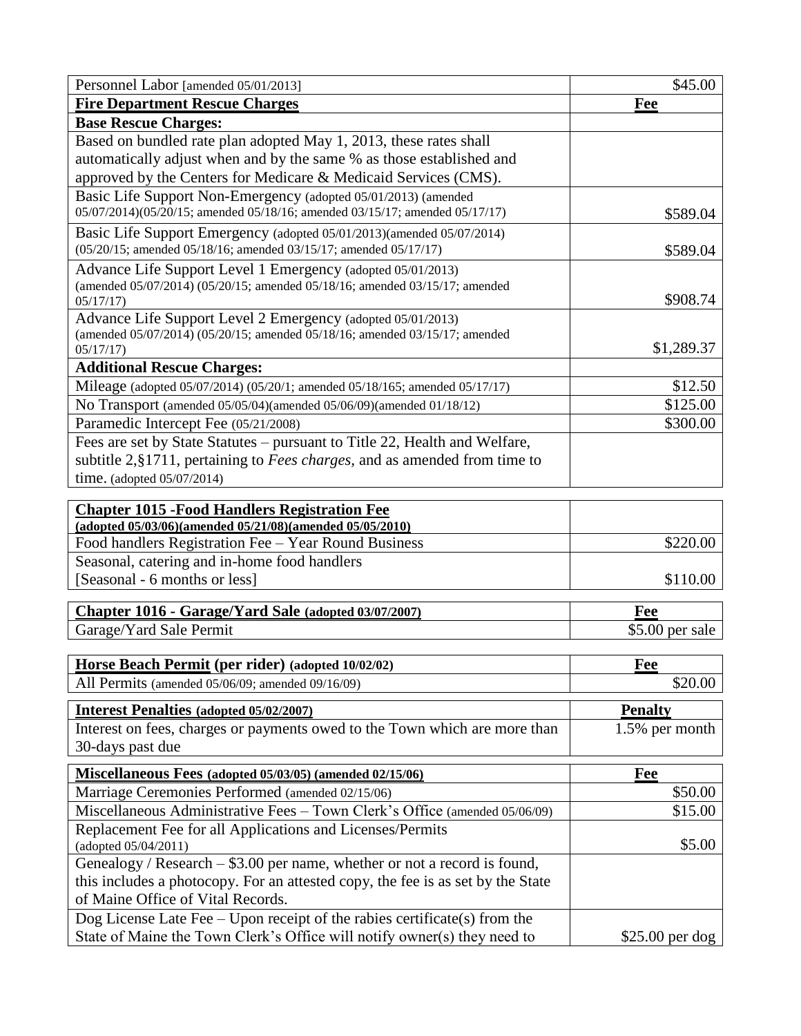| Personnel Labor [amended 05/01/2013] | $45.00 |
|---|---|
| **Fire Department Rescue Charges** | **Fee** |
| **Base Rescue Charges:** | |
| Based on bundled rate plan adopted May 1, 2013, these rates shall automatically adjust when and by the same % as those established and approved by the Centers for Medicare & Medicaid Services (CMS). | |
| Basic Life Support Non-Emergency (adopted 05/01/2013) (amended 05/07/2014)(05/20/15; amended 05/18/16; amended 03/15/17; amended 05/17/17) | $589.04 |
| Basic Life Support Emergency (adopted 05/01/2013)(amended 05/07/2014) (05/20/15; amended 05/18/16; amended 03/15/17; amended 05/17/17) | $589.04 |
| Advance Life Support Level 1 Emergency (adopted 05/01/2013) (amended 05/07/2014) (05/20/15; amended 05/18/16; amended 03/15/17; amended 05/17/17) | $908.74 |
| Advance Life Support Level 2 Emergency (adopted 05/01/2013) (amended 05/07/2014) (05/20/15; amended 05/18/16; amended 03/15/17; amended 05/17/17) | $1,289.37 |
| **Additional Rescue Charges:** | |
| Mileage (adopted 05/07/2014) (05/20/1; amended 05/18/165; amended 05/17/17) | $12.50 |
| No Transport (amended 05/05/04)(amended 05/06/09)(amended 01/18/12) | $125.00 |
| Paramedic Intercept Fee (05/21/2008) | $300.00 |
| Fees are set by State Statutes – pursuant to Title 22, Health and Welfare, subtitle 2,§1711, pertaining to *Fees charges,* and as amended from time to time. (adopted 05/07/2014) | |

| **Chapter 1015 -Food Handlers Registration Fee (adopted 05/03/06)(amended 05/21/08)(amended 05/05/2010)** | |
|---|---|
| Food handlers Registration Fee – Year Round Business | $220.00 |
| Seasonal, catering and in-home food handlers [Seasonal - 6 months or less] | $110.00 |

| **Chapter 1016 - Garage/Yard Sale (adopted 03/07/2007)** | **Fee** |
|---|---|
| Garage/Yard Sale Permit | $5.00 per sale |

| **Horse Beach Permit (per rider) (adopted 10/02/02)** | **Fee** |
|---|---|
| All Permits (amended 05/06/09; amended 09/16/09) | $20.00 |

| **Interest Penalties (adopted 05/02/2007)** | **Penalty** |
|---|---|
| Interest on fees, charges or payments owed to the Town which are more than 30-days past due | 1.5% per month |

| **Miscellaneous Fees (adopted 05/03/05) (amended 02/15/06)** | **Fee** |
|---|---|
| Marriage Ceremonies Performed (amended 02/15/06) | $50.00 |
| Miscellaneous Administrative Fees – Town Clerk's Office (amended 05/06/09) | $15.00 |
| Replacement Fee for all Applications and Licenses/Permits (adopted 05/04/2011) | $5.00 |
| Genealogy / Research – $3.00 per name, whether or not a record is found, this includes a photocopy. For an attested copy, the fee is as set by the State of Maine Office of Vital Records. | |
| Dog License Late Fee – Upon receipt of the rabies certificate(s) from the State of Maine the Town Clerk's Office will notify owner(s) they need to | $25.00 per dog |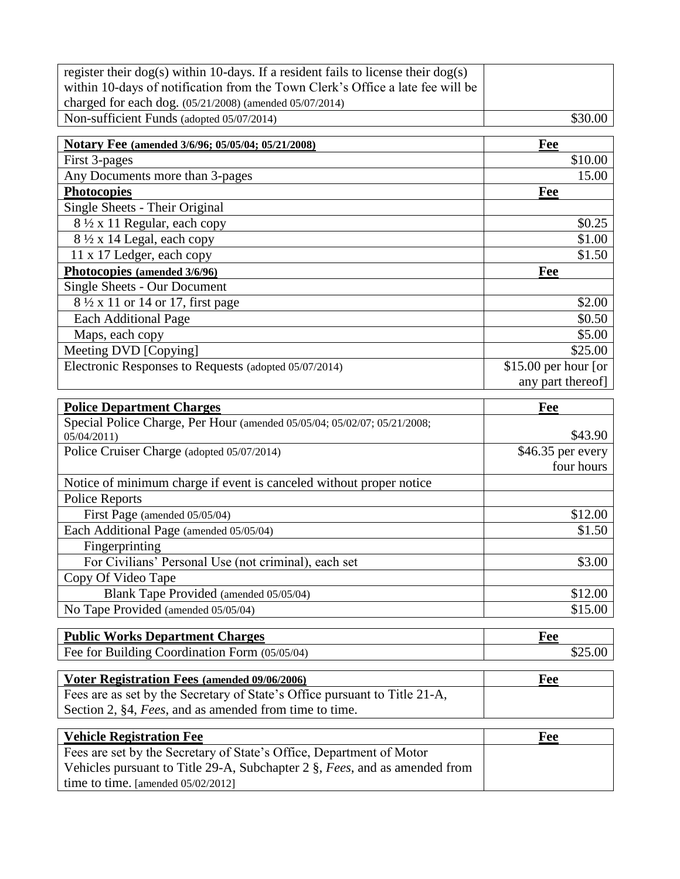| | |
|---|---|
| register their dog(s) within 10-days. If a resident fails to license their dog(s) within 10-days of notification from the Town Clerk's Office a late fee will be charged for each dog. (05/21/2008) (amended 05/07/2014) | |
| Non-sufficient Funds (adopted 05/07/2014) | $30.00 |

| **Notary Fee (amended 3/6/96; 05/05/04; 05/21/2008)** | **Fee** |
|---|---|
| First 3-pages | $10.00 |
| Any Documents more than 3-pages | 15.00 |
| **Photocopies** | **Fee** |
| Single Sheets - Their Original | |
| 8 ½ x 11 Regular, each copy | $0.25 |
| 8 ½ x 14 Legal, each copy | $1.00 |
| 11 x 17 Ledger, each copy | $1.50 |
| **Photocopies (amended 3/6/96)** | **Fee** |
| Single Sheets - Our Document | |
| 8 ½ x 11 or 14 or 17, first page | $2.00 |
| Each Additional Page | $0.50 |
| Maps, each copy | $5.00 |
| Meeting DVD [Copying] | $25.00 |
| Electronic Responses to Requests (adopted 05/07/2014) | $15.00 per hour [or any part thereof] |

| **Police Department Charges** | **Fee** |
|---|---|
| Special Police Charge, Per Hour (amended 05/05/04; 05/02/07; 05/21/2008; 05/04/2011) | $43.90 |
| Police Cruiser Charge (adopted 05/07/2014) | $46.35 per every four hours |
| Notice of minimum charge if event is canceled without proper notice | |
| Police Reports | |
| First Page (amended 05/05/04) | $12.00 |
| Each Additional Page (amended 05/05/04) | $1.50 |
| Fingerprinting | |
| For Civilians' Personal Use (not criminal), each set | $3.00 |
| Copy Of Video Tape | |
| Blank Tape Provided (amended 05/05/04) | $12.00 |
| No Tape Provided (amended 05/05/04) | $15.00 |

| **Public Works Department Charges** | **Fee** |
|---|---|
| Fee for Building Coordination Form (05/05/04) | $25.00 |

| **Voter Registration Fees (amended 09/06/2006)** | **Fee** |
|---|---|
| Fees are as set by the Secretary of State's Office pursuant to Title 21-A, Section 2, §4, *Fees*, and as amended from time to time. | |

| **Vehicle Registration Fee** | **Fee** |
|---|---|
| Fees are set by the Secretary of State's Office, Department of Motor Vehicles pursuant to Title 29-A, Subchapter 2 §, *Fees*, and as amended from time to time. [amended 05/02/2012] | |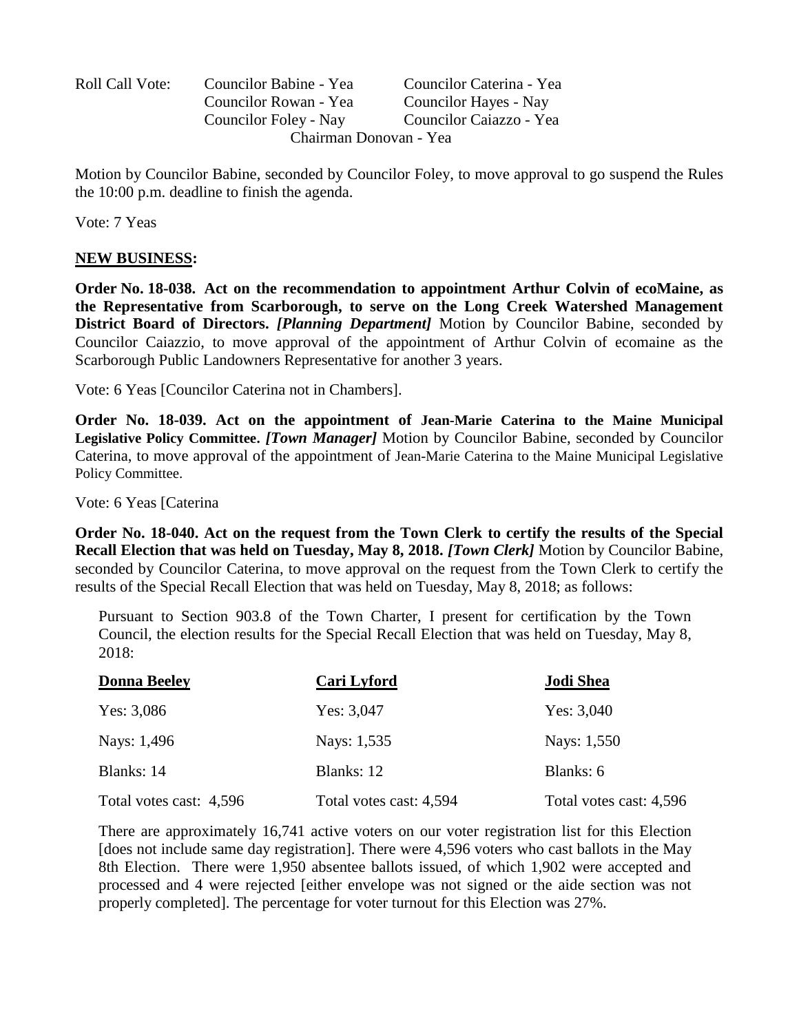Roll Call Vote: Councilor Babine - Yea Councilor Caterina - Yea
Councilor Rowan - Yea Councilor Hayes - Nay
Councilor Foley - Nay Councilor Caiazzo - Yea
Chairman Donovan - Yea

Motion by Councilor Babine, seconded by Councilor Foley, to move approval to go suspend the Rules the 10:00 p.m. deadline to finish the agenda.

Vote: 7 Yeas

**NEW BUSINESS:**

**Order No. 18-038. Act on the recommendation to appointment Arthur Colvin of ecoMaine, as the Representative from Scarborough, to serve on the Long Creek Watershed Management District Board of Directors.** ***[Planning Department]*** Motion by Councilor Babine, seconded by Councilor Caiazzio, to move approval of the appointment of Arthur Colvin of ecomaine as the Scarborough Public Landowners Representative for another 3 years.

Vote: 6 Yeas [Councilor Caterina not in Chambers].

**Order No. 18-039. Act on the appointment of Jean-Marie Caterina to the Maine Municipal Legislative Policy Committee.** ***[Town Manager]*** Motion by Councilor Babine, seconded by Councilor Caterina, to move approval of the appointment of Jean-Marie Caterina to the Maine Municipal Legislative Policy Committee.

Vote: 6 Yeas [Caterina

**Order No. 18-040. Act on the request from the Town Clerk to certify the results of the Special Recall Election that was held on Tuesday, May 8, 2018.** ***[Town Clerk]*** Motion by Councilor Babine, seconded by Councilor Caterina, to move approval on the request from the Town Clerk to certify the results of the Special Recall Election that was held on Tuesday, May 8, 2018; as follows:

Pursuant to Section 903.8 of the Town Charter, I present for certification by the Town Council, the election results for the Special Recall Election that was held on Tuesday, May 8, 2018:

| **Donna Beeley** | **Cari Lyford** | **Jodi Shea** |
|---|---|---|
| Yes: 3,086 | Yes: 3,047 | Yes: 3,040 |
| Nays: 1,496 | Nays: 1,535 | Nays: 1,550 |
| Blanks: 14 | Blanks: 12 | Blanks: 6 |
| Total votes cast: 4,596 | Total votes cast: 4,594 | Total votes cast: 4,596 |

There are approximately 16,741 active voters on our voter registration list for this Election [does not include same day registration]. There were 4,596 voters who cast ballots in the May 8th Election. There were 1,950 absentee ballots issued, of which 1,902 were accepted and processed and 4 were rejected [either envelope was not signed or the aide section was not properly completed]. The percentage for voter turnout for this Election was 27%.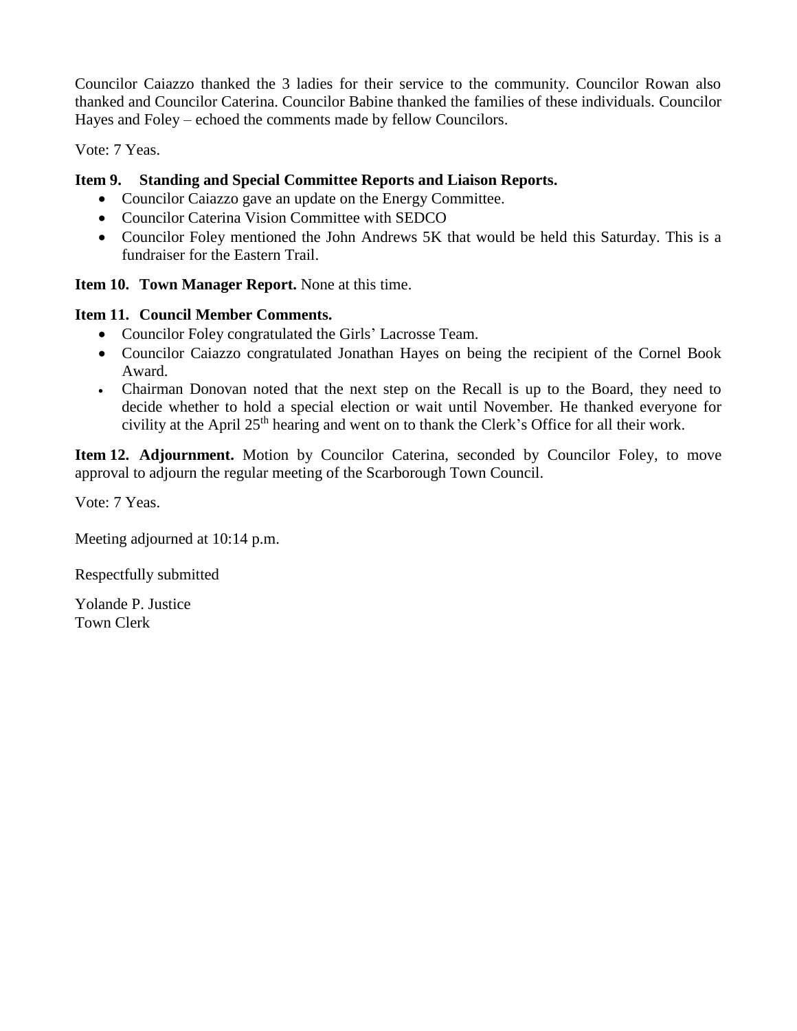Councilor Caiazzo thanked the 3 ladies for their service to the community. Councilor Rowan also thanked and Councilor Caterina. Councilor Babine thanked the families of these individuals. Councilor Hayes and Foley – echoed the comments made by fellow Councilors.

Vote: 7 Yeas.

**Item 9. Standing and Special Committee Reports and Liaison Reports.**

- Councilor Caiazzo gave an update on the Energy Committee.
- Councilor Caterina Vision Committee with SEDCO
- Councilor Foley mentioned the John Andrews 5K that would be held this Saturday. This is a fundraiser for the Eastern Trail.

**Item 10. Town Manager Report.** None at this time.

**Item 11. Council Member Comments.**

- Councilor Foley congratulated the Girls' Lacrosse Team.
- Councilor Caiazzo congratulated Jonathan Hayes on being the recipient of the Cornel Book Award.
- Chairman Donovan noted that the next step on the Recall is up to the Board, they need to decide whether to hold a special election or wait until November. He thanked everyone for civility at the April 25th hearing and went on to thank the Clerk's Office for all their work.

**Item 12. Adjournment.** Motion by Councilor Caterina, seconded by Councilor Foley, to move approval to adjourn the regular meeting of the Scarborough Town Council.

Vote: 7 Yeas.

Meeting adjourned at 10:14 p.m.

Respectfully submitted

Yolande P. Justice
Town Clerk